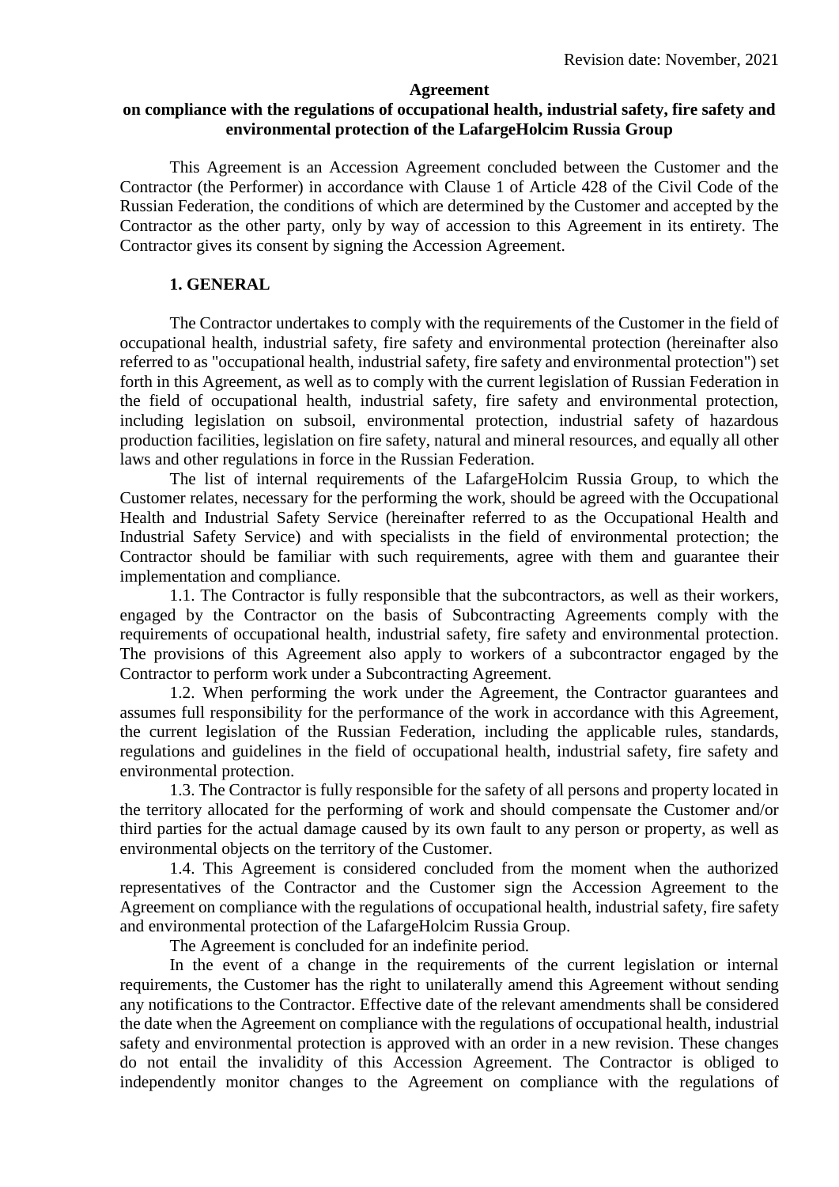Revision date: November, 2021

**Agreement**

**on compliance with the regulations of occupational health, industrial safety, fire safety and environmental protection of the LafargeHolcim Russia Group**

This Agreement is an Accession Agreement concluded between the Customer and the Contractor (the Performer) in accordance with Clause 1 of Article 428 of the Civil Code of the Russian Federation, the conditions of which are determined by the Customer and accepted by the Contractor as the other party, only by way of accession to this Agreement in its entirety. The Contractor gives its consent by signing the Accession Agreement.

## 1. GENERAL

The Contractor undertakes to comply with the requirements of the Customer in the field of occupational health, industrial safety, fire safety and environmental protection (hereinafter also referred to as "occupational health, industrial safety, fire safety and environmental protection") set forth in this Agreement, as well as to comply with the current legislation of Russian Federation in the field of occupational health, industrial safety, fire safety and environmental protection, including legislation on subsoil, environmental protection, industrial safety of hazardous production facilities, legislation on fire safety, natural and mineral resources, and equally all other laws and other regulations in force in the Russian Federation.

The list of internal requirements of the LafargeHolcim Russia Group, to which the Customer relates, necessary for the performing the work, should be agreed with the Occupational Health and Industrial Safety Service (hereinafter referred to as the Occupational Health and Industrial Safety Service) and with specialists in the field of environmental protection; the Contractor should be familiar with such requirements, agree with them and guarantee their implementation and compliance.

1.1. The Contractor is fully responsible that the subcontractors, as well as their workers, engaged by the Contractor on the basis of Subcontracting Agreements comply with the requirements of occupational health, industrial safety, fire safety and environmental protection. The provisions of this Agreement also apply to workers of a subcontractor engaged by the Contractor to perform work under a Subcontracting Agreement.

1.2. When performing the work under the Agreement, the Contractor guarantees and assumes full responsibility for the performance of the work in accordance with this Agreement, the current legislation of the Russian Federation, including the applicable rules, standards, regulations and guidelines in the field of occupational health, industrial safety, fire safety and environmental protection.

1.3. The Contractor is fully responsible for the safety of all persons and property located in the territory allocated for the performing of work and should compensate the Customer and/or third parties for the actual damage caused by its own fault to any person or property, as well as environmental objects on the territory of the Customer.

1.4. This Agreement is considered concluded from the moment when the authorized representatives of the Contractor and the Customer sign the Accession Agreement to the Agreement on compliance with the regulations of occupational health, industrial safety, fire safety and environmental protection of the LafargeHolcim Russia Group.

The Agreement is concluded for an indefinite period.

In the event of a change in the requirements of the current legislation or internal requirements, the Customer has the right to unilaterally amend this Agreement without sending any notifications to the Contractor. Effective date of the relevant amendments shall be considered the date when the Agreement on compliance with the regulations of occupational health, industrial safety and environmental protection is approved with an order in a new revision. These changes do not entail the invalidity of this Accession Agreement. The Contractor is obliged to independently monitor changes to the Agreement on compliance with the regulations of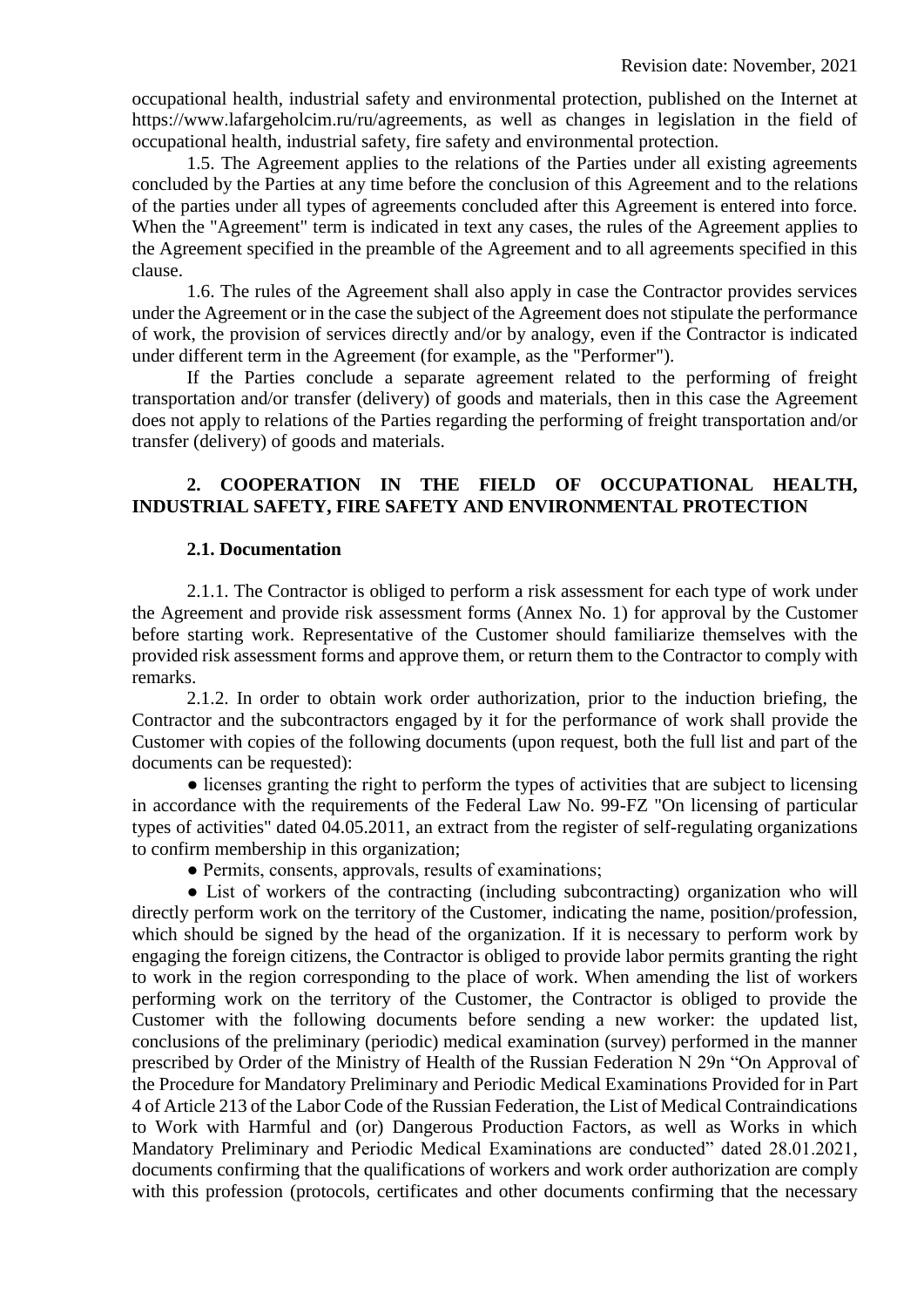occupational health, industrial safety and environmental protection, published on the Internet at https://www.lafargeholcim.ru/ru/agreements, as well as changes in legislation in the field of occupational health, industrial safety, fire safety and environmental protection.

1.5. The Agreement applies to the relations of the Parties under all existing agreements concluded by the Parties at any time before the conclusion of this Agreement and to the relations of the parties under all types of agreements concluded after this Agreement is entered into force. When the "Agreement" term is indicated in text any cases, the rules of the Agreement applies to the Agreement specified in the preamble of the Agreement and to all agreements specified in this clause.

1.6. The rules of the Agreement shall also apply in case the Contractor provides services under the Agreement or in the case the subject of the Agreement does not stipulate the performance of work, the provision of services directly and/or by analogy, even if the Contractor is indicated under different term in the Agreement (for example, as the "Performer").

If the Parties conclude a separate agreement related to the performing of freight transportation and/or transfer (delivery) of goods and materials, then in this case the Agreement does not apply to relations of the Parties regarding the performing of freight transportation and/or transfer (delivery) of goods and materials.

## 2. COOPERATION IN THE FIELD OF OCCUPATIONAL HEALTH, INDUSTRIAL SAFETY, FIRE SAFETY AND ENVIRONMENTAL PROTECTION

### 2.1. Documentation

2.1.1. The Contractor is obliged to perform a risk assessment for each type of work under the Agreement and provide risk assessment forms (Annex No. 1) for approval by the Customer before starting work. Representative of the Customer should familiarize themselves with the provided risk assessment forms and approve them, or return them to the Contractor to comply with remarks.

2.1.2. In order to obtain work order authorization, prior to the induction briefing, the Contractor and the subcontractors engaged by it for the performance of work shall provide the Customer with copies of the following documents (upon request, both the full list and part of the documents can be requested):

- licenses granting the right to perform the types of activities that are subject to licensing in accordance with the requirements of the Federal Law No. 99-FZ "On licensing of particular types of activities" dated 04.05.2011, an extract from the register of self-regulating organizations to confirm membership in this organization;
- Permits, consents, approvals, results of examinations;
- List of workers of the contracting (including subcontracting) organization who will directly perform work on the territory of the Customer, indicating the name, position/profession, which should be signed by the head of the organization. If it is necessary to perform work by engaging the foreign citizens, the Contractor is obliged to provide labor permits granting the right to work in the region corresponding to the place of work. When amending the list of workers performing work on the territory of the Customer, the Contractor is obliged to provide the Customer with the following documents before sending a new worker: the updated list, conclusions of the preliminary (periodic) medical examination (survey) performed in the manner prescribed by Order of the Ministry of Health of the Russian Federation N 29n "On Approval of the Procedure for Mandatory Preliminary and Periodic Medical Examinations Provided for in Part 4 of Article 213 of the Labor Code of the Russian Federation, the List of Medical Contraindications to Work with Harmful and (or) Dangerous Production Factors, as well as Works in which Mandatory Preliminary and Periodic Medical Examinations are conducted" dated 28.01.2021, documents confirming that the qualifications of workers and work order authorization are comply with this profession (protocols, certificates and other documents confirming that the necessary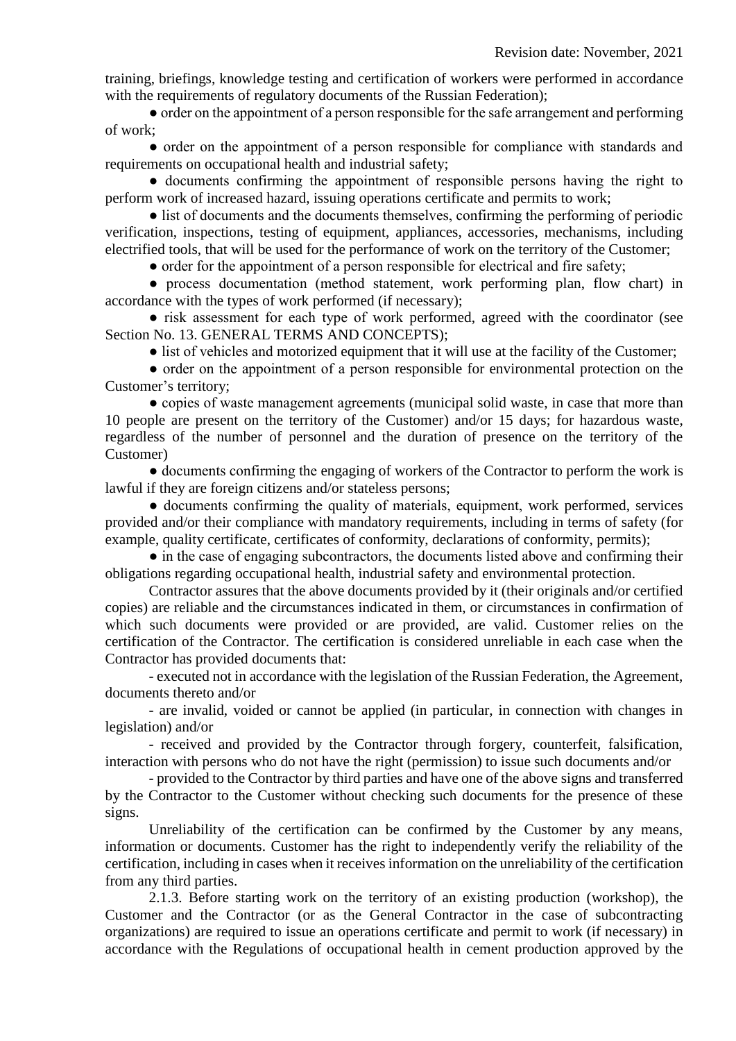training, briefings, knowledge testing and certification of workers were performed in accordance with the requirements of regulatory documents of the Russian Federation);

- order on the appointment of a person responsible for the safe arrangement and performing of work;
- order on the appointment of a person responsible for compliance with standards and requirements on occupational health and industrial safety;
- documents confirming the appointment of responsible persons having the right to perform work of increased hazard, issuing operations certificate and permits to work;
- list of documents and the documents themselves, confirming the performing of periodic verification, inspections, testing of equipment, appliances, accessories, mechanisms, including electrified tools, that will be used for the performance of work on the territory of the Customer;
- order for the appointment of a person responsible for electrical and fire safety;
- process documentation (method statement, work performing plan, flow chart) in accordance with the types of work performed (if necessary);
- risk assessment for each type of work performed, agreed with the coordinator (see Section No. 13. GENERAL TERMS AND CONCEPTS);
- list of vehicles and motorized equipment that it will use at the facility of the Customer;
- order on the appointment of a person responsible for environmental protection on the Customer's territory;
- copies of waste management agreements (municipal solid waste, in case that more than 10 people are present on the territory of the Customer) and/or 15 days; for hazardous waste, regardless of the number of personnel and the duration of presence on the territory of the Customer)
- documents confirming the engaging of workers of the Contractor to perform the work is lawful if they are foreign citizens and/or stateless persons;
- documents confirming the quality of materials, equipment, work performed, services provided and/or their compliance with mandatory requirements, including in terms of safety (for example, quality certificate, certificates of conformity, declarations of conformity, permits);
- in the case of engaging subcontractors, the documents listed above and confirming their obligations regarding occupational health, industrial safety and environmental protection.

Contractor assures that the above documents provided by it (their originals and/or certified copies) are reliable and the circumstances indicated in them, or circumstances in confirmation of which such documents were provided or are provided, are valid. Customer relies on the certification of the Contractor. The certification is considered unreliable in each case when the Contractor has provided documents that:

- executed not in accordance with the legislation of the Russian Federation, the Agreement, documents thereto and/or
- are invalid, voided or cannot be applied (in particular, in connection with changes in legislation) and/or
- received and provided by the Contractor through forgery, counterfeit, falsification, interaction with persons who do not have the right (permission) to issue such documents and/or
- provided to the Contractor by third parties and have one of the above signs and transferred by the Contractor to the Customer without checking such documents for the presence of these signs.

Unreliability of the certification can be confirmed by the Customer by any means, information or documents. Customer has the right to independently verify the reliability of the certification, including in cases when it receives information on the unreliability of the certification from any third parties.

2.1.3. Before starting work on the territory of an existing production (workshop), the Customer and the Contractor (or as the General Contractor in the case of subcontracting organizations) are required to issue an operations certificate and permit to work (if necessary) in accordance with the Regulations of occupational health in cement production approved by the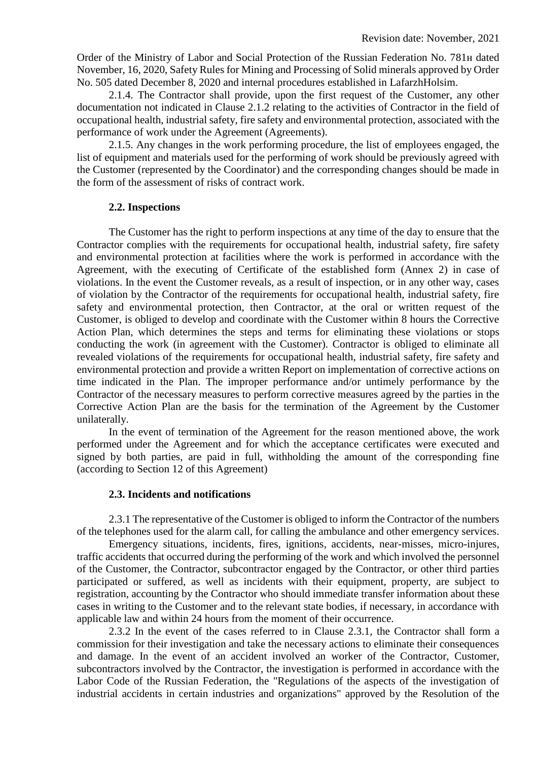Order of the Ministry of Labor and Social Protection of the Russian Federation No. 781н dated November, 16, 2020, Safety Rules for Mining and Processing of Solid minerals approved by Order No. 505 dated December 8, 2020 and internal procedures established in LafarzhHolsim.

2.1.4. The Contractor shall provide, upon the first request of the Customer, any other documentation not indicated in Clause 2.1.2 relating to the activities of Contractor in the field of occupational health, industrial safety, fire safety and environmental protection, associated with the performance of work under the Agreement (Agreements).

2.1.5. Any changes in the work performing procedure, the list of employees engaged, the list of equipment and materials used for the performing of work should be previously agreed with the Customer (represented by the Coordinator) and the corresponding changes should be made in the form of the assessment of risks of contract work.

**2.2. Inspections**

The Customer has the right to perform inspections at any time of the day to ensure that the Contractor complies with the requirements for occupational health, industrial safety, fire safety and environmental protection at facilities where the work is performed in accordance with the Agreement, with the executing of Certificate of the established form (Annex 2) in case of violations. In the event the Customer reveals, as a result of inspection, or in any other way, cases of violation by the Contractor of the requirements for occupational health, industrial safety, fire safety and environmental protection, then Contractor, at the oral or written request of the Customer, is obliged to develop and coordinate with the Customer within 8 hours the Corrective Action Plan, which determines the steps and terms for eliminating these violations or stops conducting the work (in agreement with the Customer). Contractor is obliged to eliminate all revealed violations of the requirements for occupational health, industrial safety, fire safety and environmental protection and provide a written Report on implementation of corrective actions on time indicated in the Plan. The improper performance and/or untimely performance by the Contractor of the necessary measures to perform corrective measures agreed by the parties in the Corrective Action Plan are the basis for the termination of the Agreement by the Customer unilaterally.

In the event of termination of the Agreement for the reason mentioned above, the work performed under the Agreement and for which the acceptance certificates were executed and signed by both parties, are paid in full, withholding the amount of the corresponding fine (according to Section 12 of this Agreement)

**2.3. Incidents and notifications**

2.3.1 The representative of the Customer is obliged to inform the Contractor of the numbers of the telephones used for the alarm call, for calling the ambulance and other emergency services.

Emergency situations, incidents, fires, ignitions, accidents, near-misses, micro-injures, traffic accidents that occurred during the performing of the work and which involved the personnel of the Customer, the Contractor, subcontractor engaged by the Contractor, or other third parties participated or suffered, as well as incidents with their equipment, property, are subject to registration, accounting by the Contractor who should immediate transfer information about these cases in writing to the Customer and to the relevant state bodies, if necessary, in accordance with applicable law and within 24 hours from the moment of their occurrence.

2.3.2 In the event of the cases referred to in Clause 2.3.1, the Contractor shall form a commission for their investigation and take the necessary actions to eliminate their consequences and damage. In the event of an accident involved an worker of the Contractor, Customer, subcontractors involved by the Contractor, the investigation is performed in accordance with the Labor Code of the Russian Federation, the "Regulations of the aspects of the investigation of industrial accidents in certain industries and organizations" approved by the Resolution of the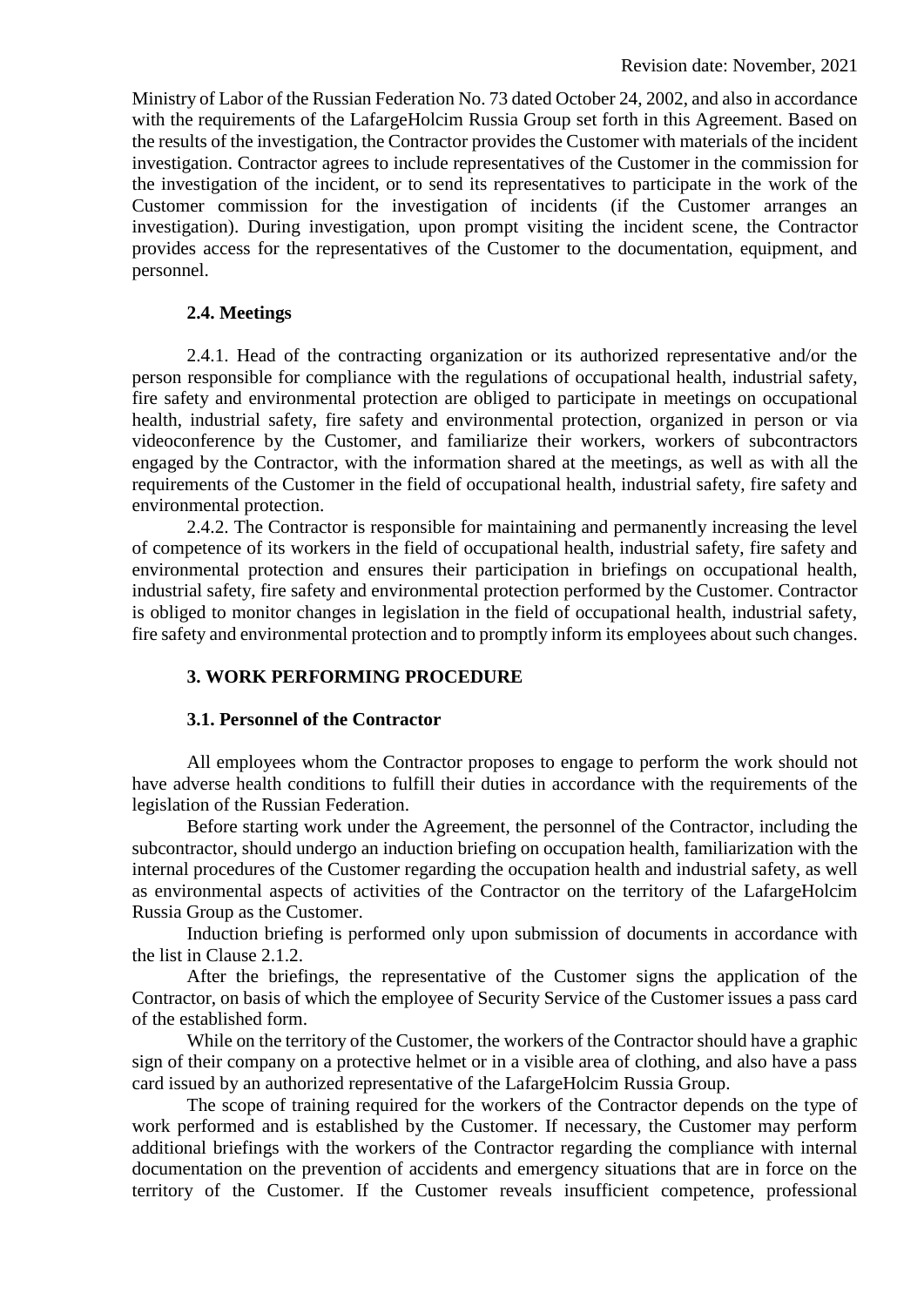Ministry of Labor of the Russian Federation No. 73 dated October 24, 2002, and also in accordance with the requirements of the LafargeHolcim Russia Group set forth in this Agreement. Based on the results of the investigation, the Contractor provides the Customer with materials of the incident investigation. Contractor agrees to include representatives of the Customer in the commission for the investigation of the incident, or to send its representatives to participate in the work of the Customer commission for the investigation of incidents (if the Customer arranges an investigation). During investigation, upon prompt visiting the incident scene, the Contractor provides access for the representatives of the Customer to the documentation, equipment, and personnel.

### 2.4. Meetings

2.4.1. Head of the contracting organization or its authorized representative and/or the person responsible for compliance with the regulations of occupational health, industrial safety, fire safety and environmental protection are obliged to participate in meetings on occupational health, industrial safety, fire safety and environmental protection, organized in person or via videoconference by the Customer, and familiarize their workers, workers of subcontractors engaged by the Contractor, with the information shared at the meetings, as well as with all the requirements of the Customer in the field of occupational health, industrial safety, fire safety and environmental protection.

2.4.2. The Contractor is responsible for maintaining and permanently increasing the level of competence of its workers in the field of occupational health, industrial safety, fire safety and environmental protection and ensures their participation in briefings on occupational health, industrial safety, fire safety and environmental protection performed by the Customer. Contractor is obliged to monitor changes in legislation in the field of occupational health, industrial safety, fire safety and environmental protection and to promptly inform its employees about such changes.

## 3. WORK PERFORMING PROCEDURE

### 3.1. Personnel of the Contractor

All employees whom the Contractor proposes to engage to perform the work should not have adverse health conditions to fulfill their duties in accordance with the requirements of the legislation of the Russian Federation.

Before starting work under the Agreement, the personnel of the Contractor, including the subcontractor, should undergo an induction briefing on occupation health, familiarization with the internal procedures of the Customer regarding the occupation health and industrial safety, as well as environmental aspects of activities of the Contractor on the territory of the LafargeHolcim Russia Group as the Customer.

Induction briefing is performed only upon submission of documents in accordance with the list in Clause 2.1.2.

After the briefings, the representative of the Customer signs the application of the Contractor, on basis of which the employee of Security Service of the Customer issues a pass card of the established form.

While on the territory of the Customer, the workers of the Contractor should have a graphic sign of their company on a protective helmet or in a visible area of clothing, and also have a pass card issued by an authorized representative of the LafargeHolcim Russia Group.

The scope of training required for the workers of the Contractor depends on the type of work performed and is established by the Customer. If necessary, the Customer may perform additional briefings with the workers of the Contractor regarding the compliance with internal documentation on the prevention of accidents and emergency situations that are in force on the territory of the Customer. If the Customer reveals insufficient competence, professional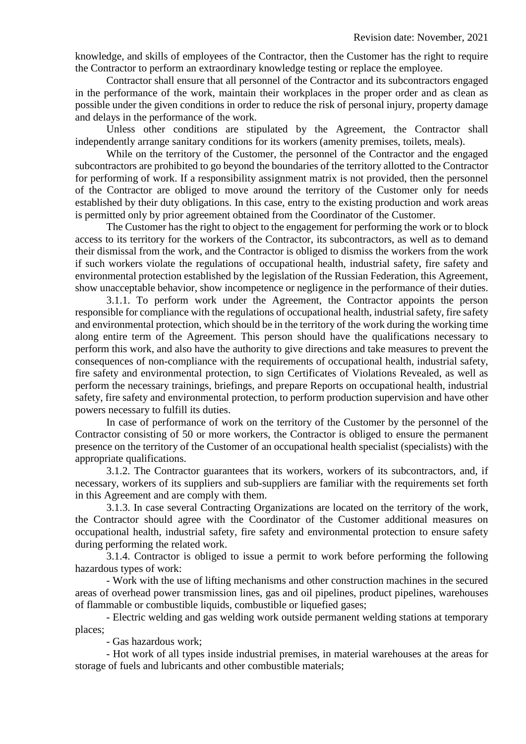knowledge, and skills of employees of the Contractor, then the Customer has the right to require the Contractor to perform an extraordinary knowledge testing or replace the employee.

Contractor shall ensure that all personnel of the Contractor and its subcontractors engaged in the performance of the work, maintain their workplaces in the proper order and as clean as possible under the given conditions in order to reduce the risk of personal injury, property damage and delays in the performance of the work.

Unless other conditions are stipulated by the Agreement, the Contractor shall independently arrange sanitary conditions for its workers (amenity premises, toilets, meals).

While on the territory of the Customer, the personnel of the Contractor and the engaged subcontractors are prohibited to go beyond the boundaries of the territory allotted to the Contractor for performing of work. If a responsibility assignment matrix is not provided, then the personnel of the Contractor are obliged to move around the territory of the Customer only for needs established by their duty obligations. In this case, entry to the existing production and work areas is permitted only by prior agreement obtained from the Coordinator of the Customer.

The Customer has the right to object to the engagement for performing the work or to block access to its territory for the workers of the Contractor, its subcontractors, as well as to demand their dismissal from the work, and the Contractor is obliged to dismiss the workers from the work if such workers violate the regulations of occupational health, industrial safety, fire safety and environmental protection established by the legislation of the Russian Federation, this Agreement, show unacceptable behavior, show incompetence or negligence in the performance of their duties.

3.1.1. To perform work under the Agreement, the Contractor appoints the person responsible for compliance with the regulations of occupational health, industrial safety, fire safety and environmental protection, which should be in the territory of the work during the working time along entire term of the Agreement. This person should have the qualifications necessary to perform this work, and also have the authority to give directions and take measures to prevent the consequences of non-compliance with the requirements of occupational health, industrial safety, fire safety and environmental protection, to sign Certificates of Violations Revealed, as well as perform the necessary trainings, briefings, and prepare Reports on occupational health, industrial safety, fire safety and environmental protection, to perform production supervision and have other powers necessary to fulfill its duties.

In case of performance of work on the territory of the Customer by the personnel of the Contractor consisting of 50 or more workers, the Contractor is obliged to ensure the permanent presence on the territory of the Customer of an occupational health specialist (specialists) with the appropriate qualifications.

3.1.2. The Contractor guarantees that its workers, workers of its subcontractors, and, if necessary, workers of its suppliers and sub-suppliers are familiar with the requirements set forth in this Agreement and are comply with them.

3.1.3. In case several Contracting Organizations are located on the territory of the work, the Contractor should agree with the Coordinator of the Customer additional measures on occupational health, industrial safety, fire safety and environmental protection to ensure safety during performing the related work.

3.1.4. Contractor is obliged to issue a permit to work before performing the following hazardous types of work:

- Work with the use of lifting mechanisms and other construction machines in the secured areas of overhead power transmission lines, gas and oil pipelines, product pipelines, warehouses of flammable or combustible liquids, combustible or liquefied gases;
- Electric welding and gas welding work outside permanent welding stations at temporary places;
- Gas hazardous work;
- Hot work of all types inside industrial premises, in material warehouses at the areas for storage of fuels and lubricants and other combustible materials;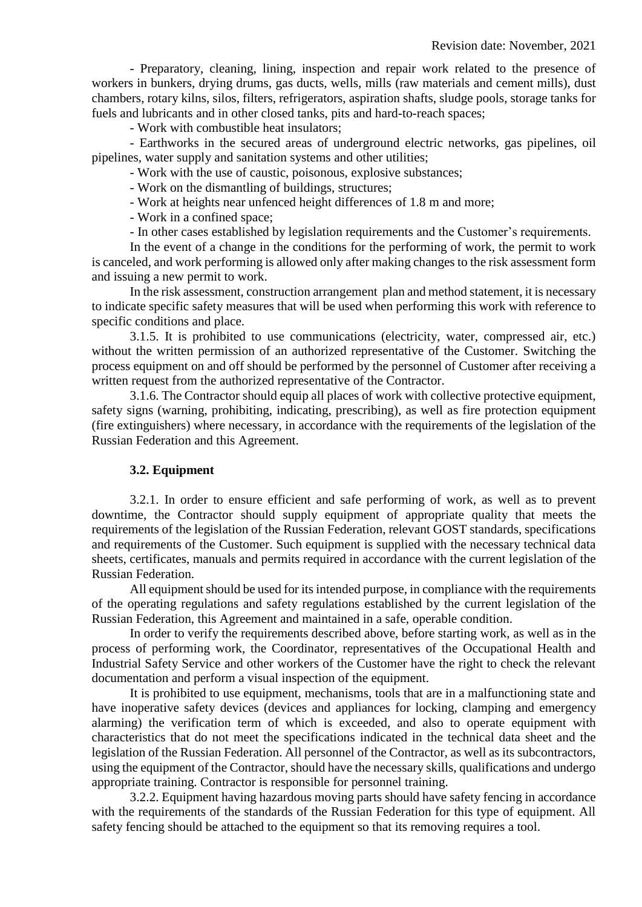- Preparatory, cleaning, lining, inspection and repair work related to the presence of workers in bunkers, drying drums, gas ducts, wells, mills (raw materials and cement mills), dust chambers, rotary kilns, silos, filters, refrigerators, aspiration shafts, sludge pools, storage tanks for fuels and lubricants and in other closed tanks, pits and hard-to-reach spaces;

- Work with combustible heat insulators;

- Earthworks in the secured areas of underground electric networks, gas pipelines, oil pipelines, water supply and sanitation systems and other utilities;

- Work with the use of caustic, poisonous, explosive substances;

- Work on the dismantling of buildings, structures;

- Work at heights near unfenced height differences of 1.8 m and more;

- Work in a confined space;

- In other cases established by legislation requirements and the Customer's requirements.

In the event of a change in the conditions for the performing of work, the permit to work is canceled, and work performing is allowed only after making changes to the risk assessment form and issuing a new permit to work.

In the risk assessment, construction arrangement plan and method statement, it is necessary to indicate specific safety measures that will be used when performing this work with reference to specific conditions and place.

3.1.5. It is prohibited to use communications (electricity, water, compressed air, etc.) without the written permission of an authorized representative of the Customer. Switching the process equipment on and off should be performed by the personnel of Customer after receiving a written request from the authorized representative of the Contractor.

3.1.6. The Contractor should equip all places of work with collective protective equipment, safety signs (warning, prohibiting, indicating, prescribing), as well as fire protection equipment (fire extinguishers) where necessary, in accordance with the requirements of the legislation of the Russian Federation and this Agreement.

**3.2. Equipment**

3.2.1. In order to ensure efficient and safe performing of work, as well as to prevent downtime, the Contractor should supply equipment of appropriate quality that meets the requirements of the legislation of the Russian Federation, relevant GOST standards, specifications and requirements of the Customer. Such equipment is supplied with the necessary technical data sheets, certificates, manuals and permits required in accordance with the current legislation of the Russian Federation.

All equipment should be used for its intended purpose, in compliance with the requirements of the operating regulations and safety regulations established by the current legislation of the Russian Federation, this Agreement and maintained in a safe, operable condition.

In order to verify the requirements described above, before starting work, as well as in the process of performing work, the Coordinator, representatives of the Occupational Health and Industrial Safety Service and other workers of the Customer have the right to check the relevant documentation and perform a visual inspection of the equipment.

It is prohibited to use equipment, mechanisms, tools that are in a malfunctioning state and have inoperative safety devices (devices and appliances for locking, clamping and emergency alarming) the verification term of which is exceeded, and also to operate equipment with characteristics that do not meet the specifications indicated in the technical data sheet and the legislation of the Russian Federation. All personnel of the Contractor, as well as its subcontractors, using the equipment of the Contractor, should have the necessary skills, qualifications and undergo appropriate training. Contractor is responsible for personnel training.

3.2.2. Equipment having hazardous moving parts should have safety fencing in accordance with the requirements of the standards of the Russian Federation for this type of equipment. All safety fencing should be attached to the equipment so that its removing requires a tool.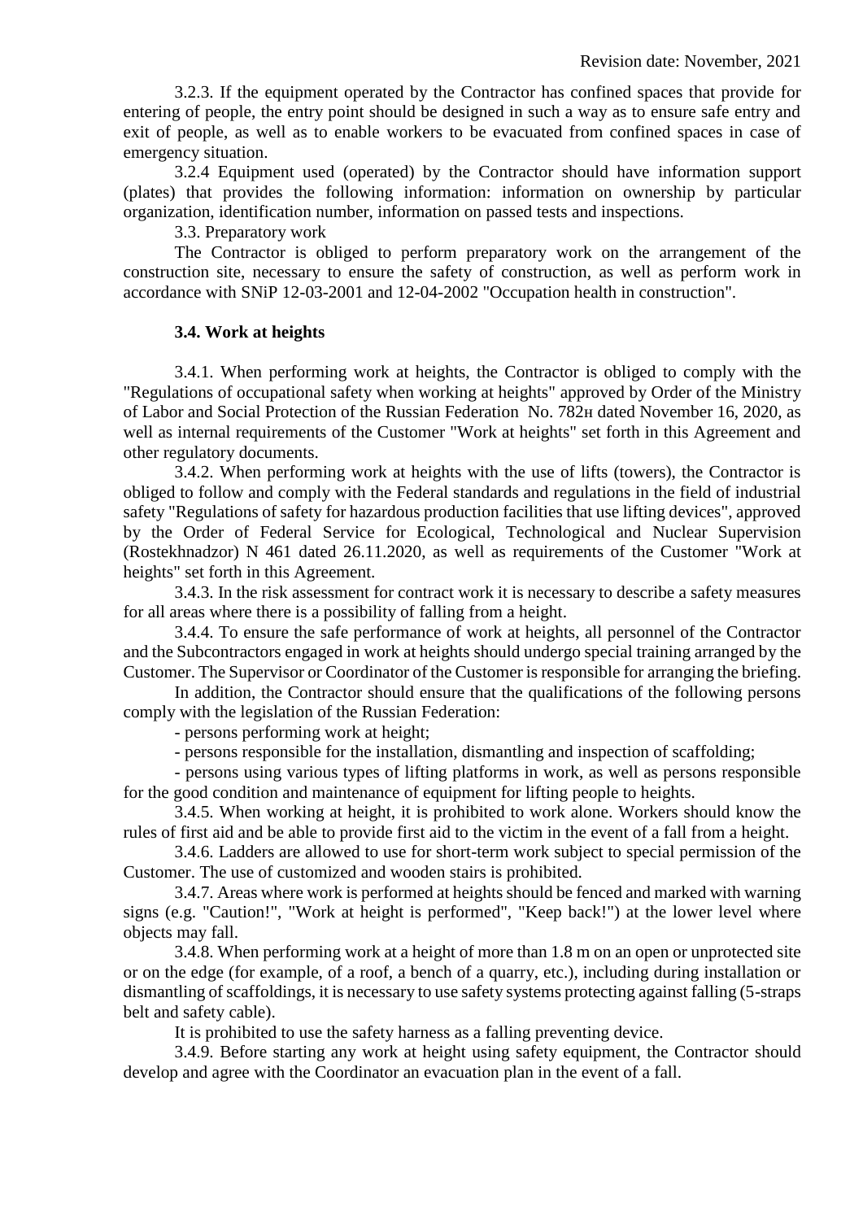3.2.3. If the equipment operated by the Contractor has confined spaces that provide for entering of people, the entry point should be designed in such a way as to ensure safe entry and exit of people, as well as to enable workers to be evacuated from confined spaces in case of emergency situation.

3.2.4 Equipment used (operated) by the Contractor should have information support (plates) that provides the following information: information on ownership by particular organization, identification number, information on passed tests and inspections.

3.3. Preparatory work

The Contractor is obliged to perform preparatory work on the arrangement of the construction site, necessary to ensure the safety of construction, as well as perform work in accordance with SNiP 12-03-2001 and 12-04-2002 "Occupation health in construction".

**3.4. Work at heights**

3.4.1. When performing work at heights, the Contractor is obliged to comply with the "Regulations of occupational safety when working at heights" approved by Order of the Ministry of Labor and Social Protection of the Russian Federation No. 782н dated November 16, 2020, as well as internal requirements of the Customer "Work at heights" set forth in this Agreement and other regulatory documents.

3.4.2. When performing work at heights with the use of lifts (towers), the Contractor is obliged to follow and comply with the Federal standards and regulations in the field of industrial safety "Regulations of safety for hazardous production facilities that use lifting devices", approved by the Order of Federal Service for Ecological, Technological and Nuclear Supervision (Rostekhnadzor) N 461 dated 26.11.2020, as well as requirements of the Customer "Work at heights" set forth in this Agreement.

3.4.3. In the risk assessment for contract work it is necessary to describe a safety measures for all areas where there is a possibility of falling from a height.

3.4.4. To ensure the safe performance of work at heights, all personnel of the Contractor and the Subcontractors engaged in work at heights should undergo special training arranged by the Customer. The Supervisor or Coordinator of the Customer is responsible for arranging the briefing.

In addition, the Contractor should ensure that the qualifications of the following persons comply with the legislation of the Russian Federation:

- persons performing work at height;
- persons responsible for the installation, dismantling and inspection of scaffolding;
- persons using various types of lifting platforms in work, as well as persons responsible for the good condition and maintenance of equipment for lifting people to heights.

3.4.5. When working at height, it is prohibited to work alone. Workers should know the rules of first aid and be able to provide first aid to the victim in the event of a fall from a height.

3.4.6. Ladders are allowed to use for short-term work subject to special permission of the Customer. The use of customized and wooden stairs is prohibited.

3.4.7. Areas where work is performed at heights should be fenced and marked with warning signs (e.g. "Caution!", "Work at height is performed", "Keep back!") at the lower level where objects may fall.

3.4.8. When performing work at a height of more than 1.8 m on an open or unprotected site or on the edge (for example, of a roof, a bench of a quarry, etc.), including during installation or dismantling of scaffoldings, it is necessary to use safety systems protecting against falling (5-straps belt and safety cable).

It is prohibited to use the safety harness as a falling preventing device.

3.4.9. Before starting any work at height using safety equipment, the Contractor should develop and agree with the Coordinator an evacuation plan in the event of a fall.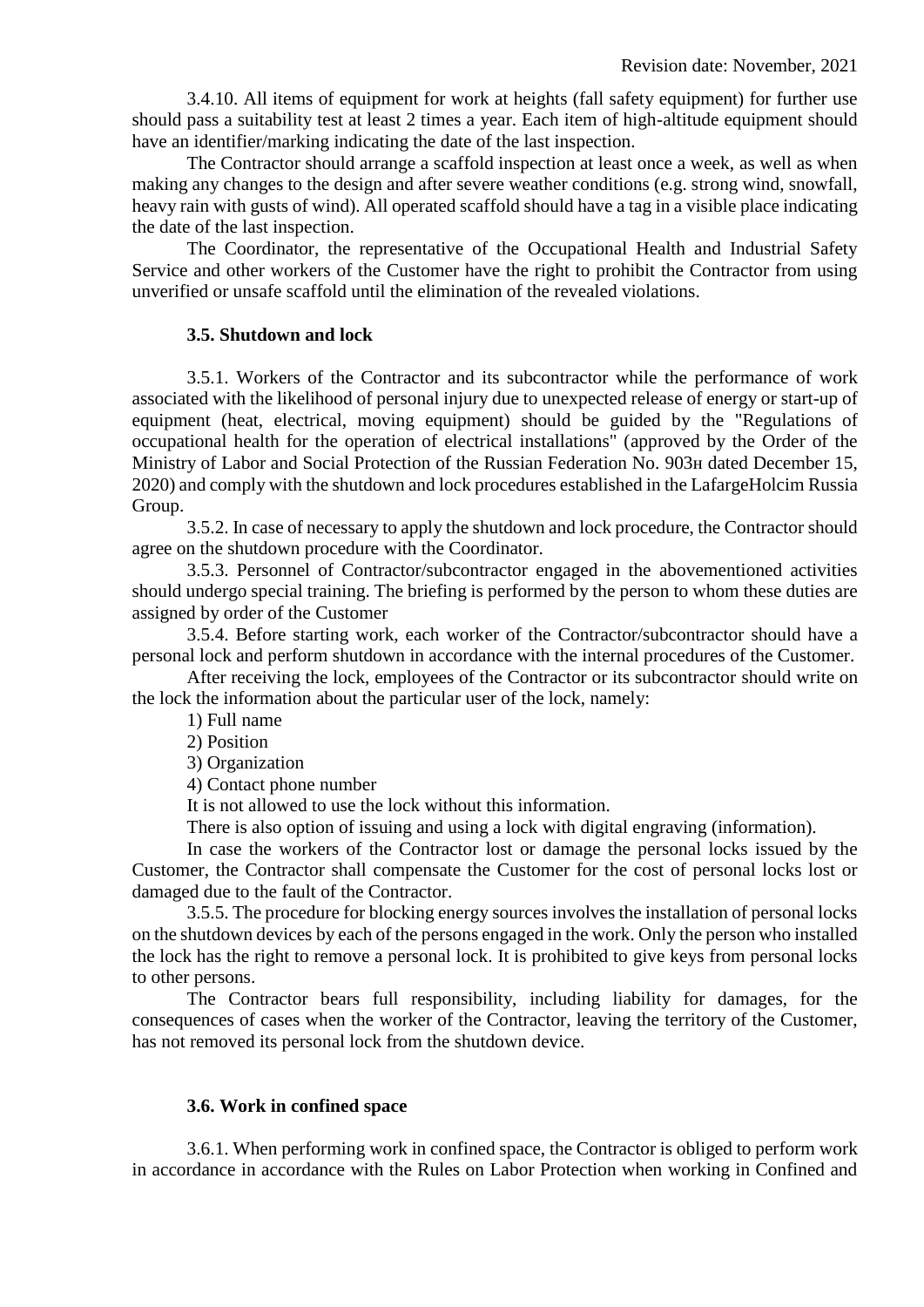3.4.10. All items of equipment for work at heights (fall safety equipment) for further use should pass a suitability test at least 2 times a year. Each item of high-altitude equipment should have an identifier/marking indicating the date of the last inspection.

The Contractor should arrange a scaffold inspection at least once a week, as well as when making any changes to the design and after severe weather conditions (e.g. strong wind, snowfall, heavy rain with gusts of wind). All operated scaffold should have a tag in a visible place indicating the date of the last inspection.

The Coordinator, the representative of the Occupational Health and Industrial Safety Service and other workers of the Customer have the right to prohibit the Contractor from using unverified or unsafe scaffold until the elimination of the revealed violations.

### 3.5. Shutdown and lock

3.5.1. Workers of the Contractor and its subcontractor while the performance of work associated with the likelihood of personal injury due to unexpected release of energy or start-up of equipment (heat, electrical, moving equipment) should be guided by the "Regulations of occupational health for the operation of electrical installations" (approved by the Order of the Ministry of Labor and Social Protection of the Russian Federation No. 903н dated December 15, 2020) and comply with the shutdown and lock procedures established in the LafargeHolcim Russia Group.

3.5.2. In case of necessary to apply the shutdown and lock procedure, the Contractor should agree on the shutdown procedure with the Coordinator.

3.5.3. Personnel of Contractor/subcontractor engaged in the abovementioned activities should undergo special training. The briefing is performed by the person to whom these duties are assigned by order of the Customer

3.5.4. Before starting work, each worker of the Contractor/subcontractor should have a personal lock and perform shutdown in accordance with the internal procedures of the Customer.

After receiving the lock, employees of the Contractor or its subcontractor should write on the lock the information about the particular user of the lock, namely:

1) Full name
2) Position
3) Organization
4) Contact phone number

It is not allowed to use the lock without this information.

There is also option of issuing and using a lock with digital engraving (information).

In case the workers of the Contractor lost or damage the personal locks issued by the Customer, the Contractor shall compensate the Customer for the cost of personal locks lost or damaged due to the fault of the Contractor.

3.5.5. The procedure for blocking energy sources involves the installation of personal locks on the shutdown devices by each of the persons engaged in the work. Only the person who installed the lock has the right to remove a personal lock. It is prohibited to give keys from personal locks to other persons.

The Contractor bears full responsibility, including liability for damages, for the consequences of cases when the worker of the Contractor, leaving the territory of the Customer, has not removed its personal lock from the shutdown device.

### 3.6. Work in confined space

3.6.1. When performing work in confined space, the Contractor is obliged to perform work in accordance in accordance with the Rules on Labor Protection when working in Confined and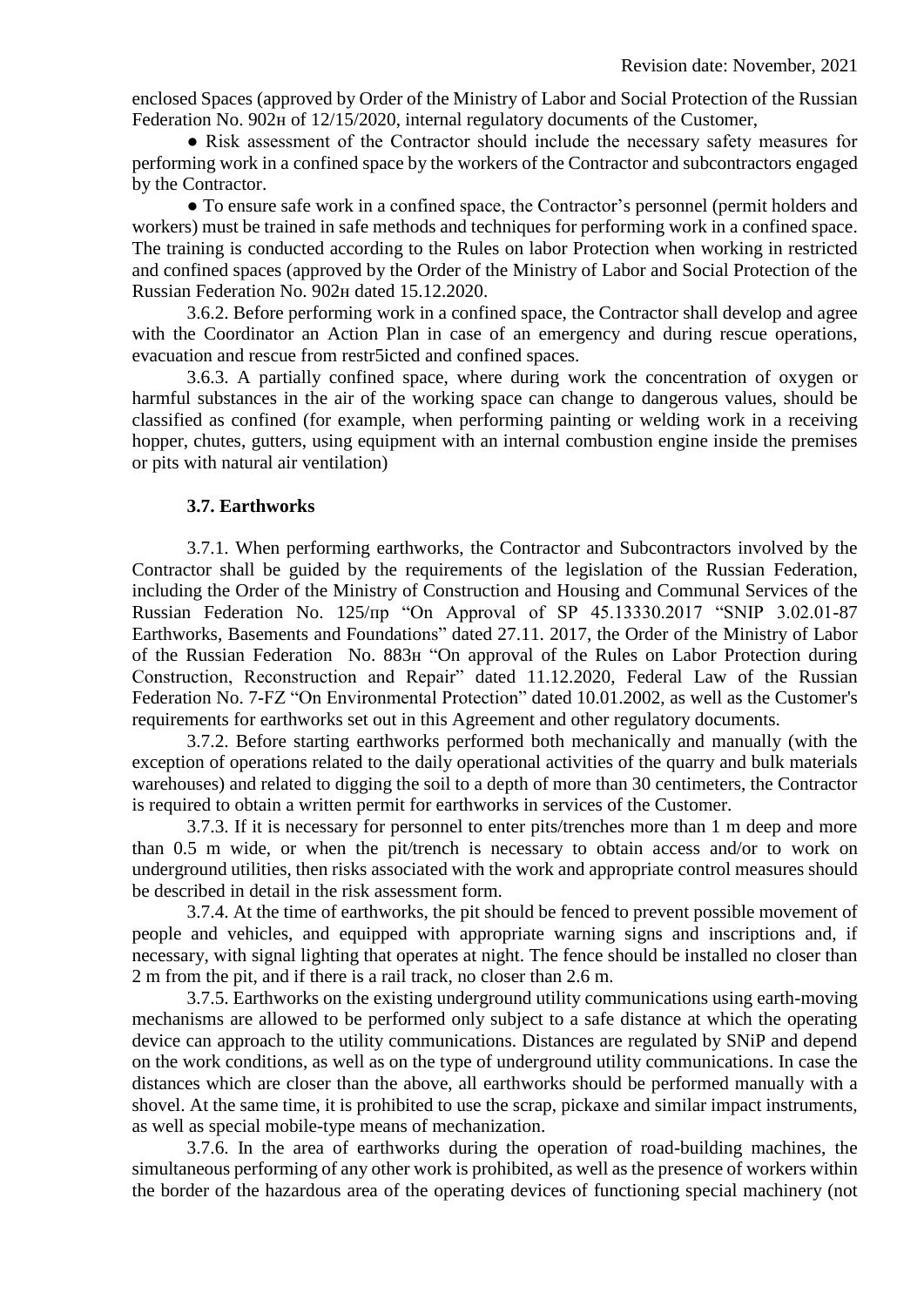enclosed Spaces (approved by Order of the Ministry of Labor and Social Protection of the Russian Federation No. 902н of 12/15/2020, internal regulatory documents of the Customer,

● Risk assessment of the Contractor should include the necessary safety measures for performing work in a confined space by the workers of the Contractor and subcontractors engaged by the Contractor.

● To ensure safe work in a confined space, the Contractor's personnel (permit holders and workers) must be trained in safe methods and techniques for performing work in a confined space. The training is conducted according to the Rules on labor Protection when working in restricted and confined spaces (approved by the Order of the Ministry of Labor and Social Protection of the Russian Federation No. 902н dated 15.12.2020.

3.6.2. Before performing work in a confined space, the Contractor shall develop and agree with the Coordinator an Action Plan in case of an emergency and during rescue operations, evacuation and rescue from restr5icted and confined spaces.

3.6.3. A partially confined space, where during work the concentration of oxygen or harmful substances in the air of the working space can change to dangerous values, should be classified as confined (for example, when performing painting or welding work in a receiving hopper, chutes, gutters, using equipment with an internal combustion engine inside the premises or pits with natural air ventilation)

### 3.7. Earthworks

3.7.1. When performing earthworks, the Contractor and Subcontractors involved by the Contractor shall be guided by the requirements of the legislation of the Russian Federation, including the Order of the Ministry of Construction and Housing and Communal Services of the Russian Federation No. 125/пр "On Approval of SP 45.13330.2017 "SNIP 3.02.01-87 Earthworks, Basements and Foundations" dated 27.11. 2017, the Order of the Ministry of Labor of the Russian Federation No. 883н "On approval of the Rules on Labor Protection during Construction, Reconstruction and Repair" dated 11.12.2020, Federal Law of the Russian Federation No. 7-FZ "On Environmental Protection" dated 10.01.2002, as well as the Customer's requirements for earthworks set out in this Agreement and other regulatory documents.

3.7.2. Before starting earthworks performed both mechanically and manually (with the exception of operations related to the daily operational activities of the quarry and bulk materials warehouses) and related to digging the soil to a depth of more than 30 centimeters, the Contractor is required to obtain a written permit for earthworks in services of the Customer.

3.7.3. If it is necessary for personnel to enter pits/trenches more than 1 m deep and more than 0.5 m wide, or when the pit/trench is necessary to obtain access and/or to work on underground utilities, then risks associated with the work and appropriate control measures should be described in detail in the risk assessment form.

3.7.4. At the time of earthworks, the pit should be fenced to prevent possible movement of people and vehicles, and equipped with appropriate warning signs and inscriptions and, if necessary, with signal lighting that operates at night. The fence should be installed no closer than 2 m from the pit, and if there is a rail track, no closer than 2.6 m.

3.7.5. Earthworks on the existing underground utility communications using earth-moving mechanisms are allowed to be performed only subject to a safe distance at which the operating device can approach to the utility communications. Distances are regulated by SNiP and depend on the work conditions, as well as on the type of underground utility communications. In case the distances which are closer than the above, all earthworks should be performed manually with a shovel. At the same time, it is prohibited to use the scrap, pickaxe and similar impact instruments, as well as special mobile-type means of mechanization.

3.7.6. In the area of earthworks during the operation of road-building machines, the simultaneous performing of any other work is prohibited, as well as the presence of workers within the border of the hazardous area of the operating devices of functioning special machinery (not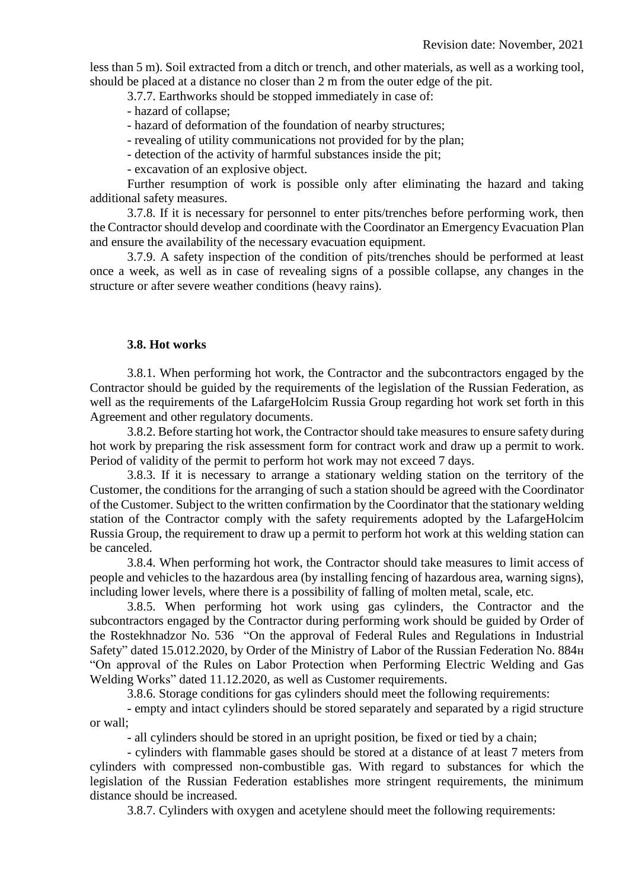less than 5 m). Soil extracted from a ditch or trench, and other materials, as well as a working tool, should be placed at a distance no closer than 2 m from the outer edge of the pit.

3.7.7. Earthworks should be stopped immediately in case of:

- hazard of collapse;
- hazard of deformation of the foundation of nearby structures;
- revealing of utility communications not provided for by the plan;
- detection of the activity of harmful substances inside the pit;
- excavation of an explosive object.

Further resumption of work is possible only after eliminating the hazard and taking additional safety measures.

3.7.8. If it is necessary for personnel to enter pits/trenches before performing work, then the Contractor should develop and coordinate with the Coordinator an Emergency Evacuation Plan and ensure the availability of the necessary evacuation equipment.

3.7.9. A safety inspection of the condition of pits/trenches should be performed at least once a week, as well as in case of revealing signs of a possible collapse, any changes in the structure or after severe weather conditions (heavy rains).

### 3.8. Hot works

3.8.1. When performing hot work, the Contractor and the subcontractors engaged by the Contractor should be guided by the requirements of the legislation of the Russian Federation, as well as the requirements of the LafargeHolcim Russia Group regarding hot work set forth in this Agreement and other regulatory documents.

3.8.2. Before starting hot work, the Contractor should take measures to ensure safety during hot work by preparing the risk assessment form for contract work and draw up a permit to work. Period of validity of the permit to perform hot work may not exceed 7 days.

3.8.3. If it is necessary to arrange a stationary welding station on the territory of the Customer, the conditions for the arranging of such a station should be agreed with the Coordinator of the Customer. Subject to the written confirmation by the Coordinator that the stationary welding station of the Contractor comply with the safety requirements adopted by the LafargeHolcim Russia Group, the requirement to draw up a permit to perform hot work at this welding station can be canceled.

3.8.4. When performing hot work, the Contractor should take measures to limit access of people and vehicles to the hazardous area (by installing fencing of hazardous area, warning signs), including lower levels, where there is a possibility of falling of molten metal, scale, etc.

3.8.5. When performing hot work using gas cylinders, the Contractor and the subcontractors engaged by the Contractor during performing work should be guided by Order of the Rostekhnadzor No. 536 "On the approval of Federal Rules and Regulations in Industrial Safety" dated 15.012.2020, by Order of the Ministry of Labor of the Russian Federation No. 884н "On approval of the Rules on Labor Protection when Performing Electric Welding and Gas Welding Works" dated 11.12.2020, as well as Customer requirements.

3.8.6. Storage conditions for gas cylinders should meet the following requirements:

- empty and intact cylinders should be stored separately and separated by a rigid structure or wall;
- all cylinders should be stored in an upright position, be fixed or tied by a chain;
- cylinders with flammable gases should be stored at a distance of at least 7 meters from cylinders with compressed non-combustible gas. With regard to substances for which the legislation of the Russian Federation establishes more stringent requirements, the minimum distance should be increased.

3.8.7. Cylinders with oxygen and acetylene should meet the following requirements: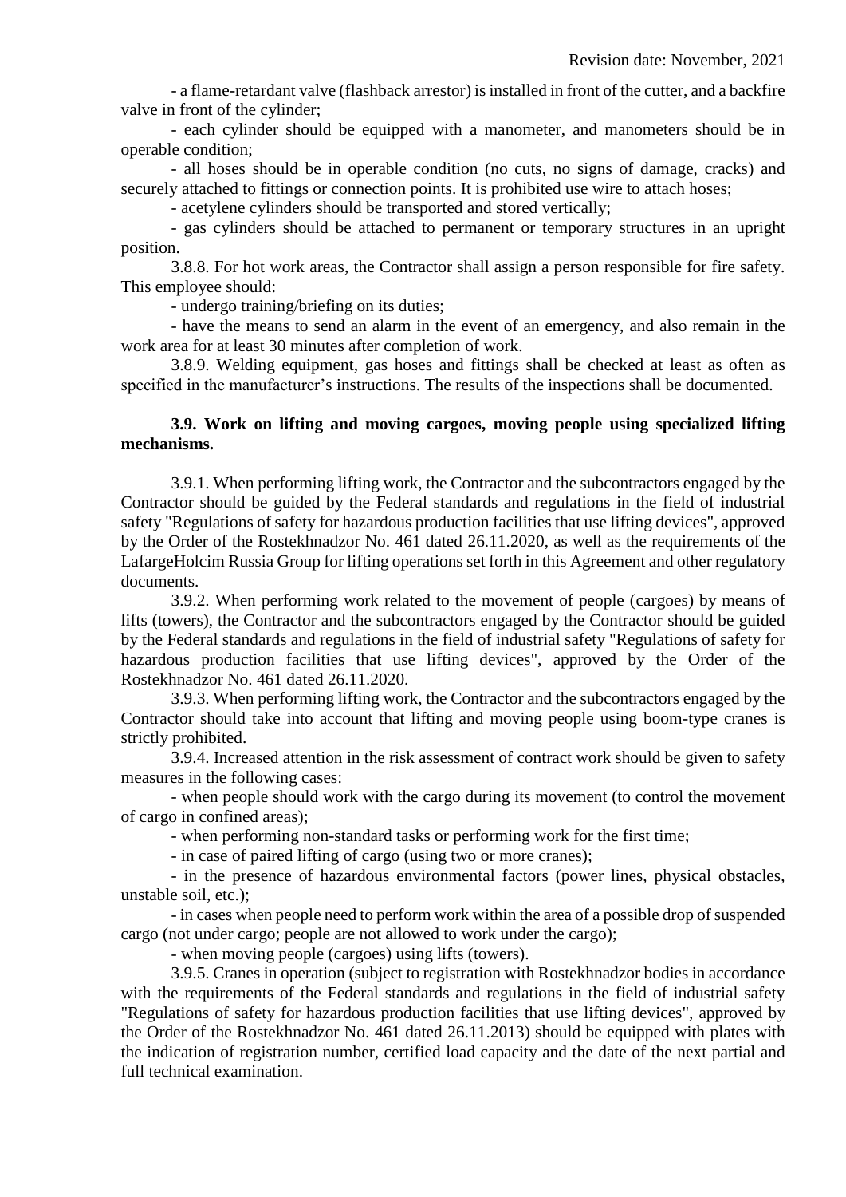- a flame-retardant valve (flashback arrestor) is installed in front of the cutter, and a backfire valve in front of the cylinder;

- each cylinder should be equipped with a manometer, and manometers should be in operable condition;

- all hoses should be in operable condition (no cuts, no signs of damage, cracks) and securely attached to fittings or connection points. It is prohibited use wire to attach hoses;

- acetylene cylinders should be transported and stored vertically;

- gas cylinders should be attached to permanent or temporary structures in an upright position.

3.8.8. For hot work areas, the Contractor shall assign a person responsible for fire safety. This employee should:

- undergo training/briefing on its duties;

- have the means to send an alarm in the event of an emergency, and also remain in the work area for at least 30 minutes after completion of work.

3.8.9. Welding equipment, gas hoses and fittings shall be checked at least as often as specified in the manufacturer's instructions. The results of the inspections shall be documented.

### 3.9. Work on lifting and moving cargoes, moving people using specialized lifting mechanisms.

3.9.1. When performing lifting work, the Contractor and the subcontractors engaged by the Contractor should be guided by the Federal standards and regulations in the field of industrial safety "Regulations of safety for hazardous production facilities that use lifting devices", approved by the Order of the Rostekhnadzor No. 461 dated 26.11.2020, as well as the requirements of the LafargeHolcim Russia Group for lifting operations set forth in this Agreement and other regulatory documents.

3.9.2. When performing work related to the movement of people (cargoes) by means of lifts (towers), the Contractor and the subcontractors engaged by the Contractor should be guided by the Federal standards and regulations in the field of industrial safety "Regulations of safety for hazardous production facilities that use lifting devices", approved by the Order of the Rostekhnadzor No. 461 dated 26.11.2020.

3.9.3. When performing lifting work, the Contractor and the subcontractors engaged by the Contractor should take into account that lifting and moving people using boom-type cranes is strictly prohibited.

3.9.4. Increased attention in the risk assessment of contract work should be given to safety measures in the following cases:

- when people should work with the cargo during its movement (to control the movement of cargo in confined areas);

- when performing non-standard tasks or performing work for the first time;

- in case of paired lifting of cargo (using two or more cranes);

- in the presence of hazardous environmental factors (power lines, physical obstacles, unstable soil, etc.);

- in cases when people need to perform work within the area of a possible drop of suspended cargo (not under cargo; people are not allowed to work under the cargo);

- when moving people (cargoes) using lifts (towers).

3.9.5. Cranes in operation (subject to registration with Rostekhnadzor bodies in accordance with the requirements of the Federal standards and regulations in the field of industrial safety "Regulations of safety for hazardous production facilities that use lifting devices", approved by the Order of the Rostekhnadzor No. 461 dated 26.11.2013) should be equipped with plates with the indication of registration number, certified load capacity and the date of the next partial and full technical examination.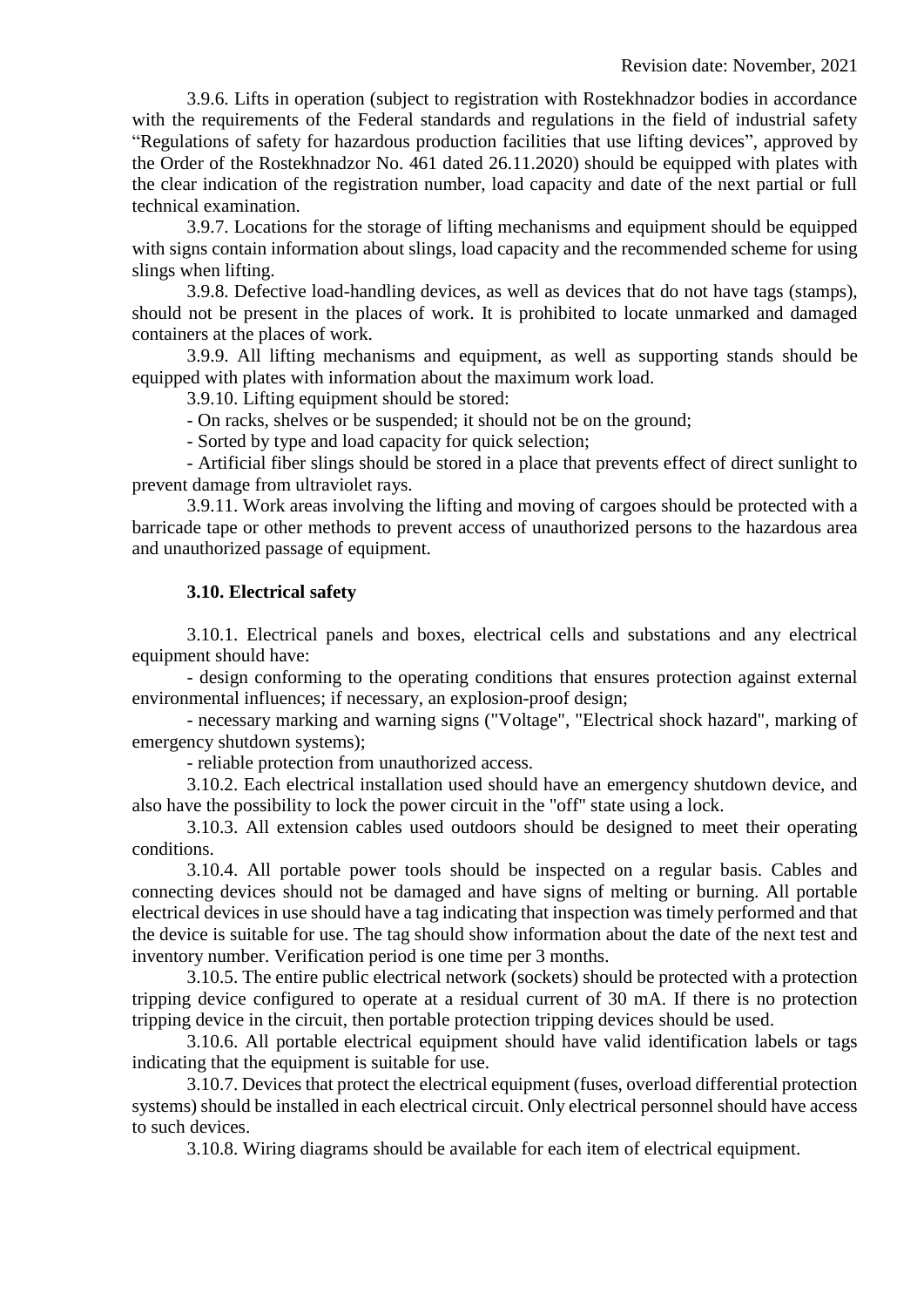3.9.6. Lifts in operation (subject to registration with Rostekhnadzor bodies in accordance with the requirements of the Federal standards and regulations in the field of industrial safety "Regulations of safety for hazardous production facilities that use lifting devices", approved by the Order of the Rostekhnadzor No. 461 dated 26.11.2020) should be equipped with plates with the clear indication of the registration number, load capacity and date of the next partial or full technical examination.

3.9.7. Locations for the storage of lifting mechanisms and equipment should be equipped with signs contain information about slings, load capacity and the recommended scheme for using slings when lifting.

3.9.8. Defective load-handling devices, as well as devices that do not have tags (stamps), should not be present in the places of work. It is prohibited to locate unmarked and damaged containers at the places of work.

3.9.9. All lifting mechanisms and equipment, as well as supporting stands should be equipped with plates with information about the maximum work load.

3.9.10. Lifting equipment should be stored:

- On racks, shelves or be suspended; it should not be on the ground;
- Sorted by type and load capacity for quick selection;
- Artificial fiber slings should be stored in a place that prevents effect of direct sunlight to prevent damage from ultraviolet rays.

3.9.11. Work areas involving the lifting and moving of cargoes should be protected with a barricade tape or other methods to prevent access of unauthorized persons to the hazardous area and unauthorized passage of equipment.

### 3.10. Electrical safety

3.10.1. Electrical panels and boxes, electrical cells and substations and any electrical equipment should have:

- design conforming to the operating conditions that ensures protection against external environmental influences; if necessary, an explosion-proof design;
- necessary marking and warning signs ("Voltage", "Electrical shock hazard", marking of emergency shutdown systems);
- reliable protection from unauthorized access.

3.10.2. Each electrical installation used should have an emergency shutdown device, and also have the possibility to lock the power circuit in the "off" state using a lock.

3.10.3. All extension cables used outdoors should be designed to meet their operating conditions.

3.10.4. All portable power tools should be inspected on a regular basis. Cables and connecting devices should not be damaged and have signs of melting or burning. All portable electrical devices in use should have a tag indicating that inspection was timely performed and that the device is suitable for use. The tag should show information about the date of the next test and inventory number. Verification period is one time per 3 months.

3.10.5. The entire public electrical network (sockets) should be protected with a protection tripping device configured to operate at a residual current of 30 mA. If there is no protection tripping device in the circuit, then portable protection tripping devices should be used.

3.10.6. All portable electrical equipment should have valid identification labels or tags indicating that the equipment is suitable for use.

3.10.7. Devices that protect the electrical equipment (fuses, overload differential protection systems) should be installed in each electrical circuit. Only electrical personnel should have access to such devices.

3.10.8. Wiring diagrams should be available for each item of electrical equipment.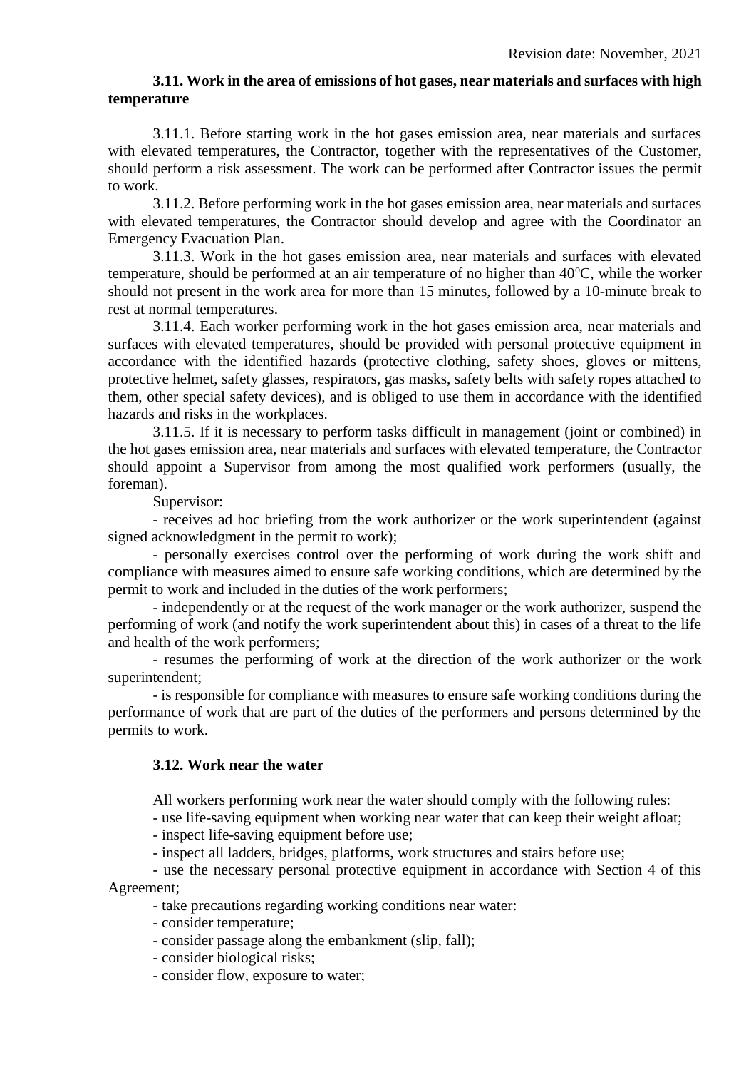### 3.11. Work in the area of emissions of hot gases, near materials and surfaces with high temperature

3.11.1. Before starting work in the hot gases emission area, near materials and surfaces with elevated temperatures, the Contractor, together with the representatives of the Customer, should perform a risk assessment. The work can be performed after Contractor issues the permit to work.

3.11.2. Before performing work in the hot gases emission area, near materials and surfaces with elevated temperatures, the Contractor should develop and agree with the Coordinator an Emergency Evacuation Plan.

3.11.3. Work in the hot gases emission area, near materials and surfaces with elevated temperature, should be performed at an air temperature of no higher than 40°C, while the worker should not present in the work area for more than 15 minutes, followed by a 10-minute break to rest at normal temperatures.

3.11.4. Each worker performing work in the hot gases emission area, near materials and surfaces with elevated temperatures, should be provided with personal protective equipment in accordance with the identified hazards (protective clothing, safety shoes, gloves or mittens, protective helmet, safety glasses, respirators, gas masks, safety belts with safety ropes attached to them, other special safety devices), and is obliged to use them in accordance with the identified hazards and risks in the workplaces.

3.11.5. If it is necessary to perform tasks difficult in management (joint or combined) in the hot gases emission area, near materials and surfaces with elevated temperature, the Contractor should appoint a Supervisor from among the most qualified work performers (usually, the foreman).

Supervisor:

- receives ad hoc briefing from the work authorizer or the work superintendent (against signed acknowledgment in the permit to work);
- personally exercises control over the performing of work during the work shift and compliance with measures aimed to ensure safe working conditions, which are determined by the permit to work and included in the duties of the work performers;
- independently or at the request of the work manager or the work authorizer, suspend the performing of work (and notify the work superintendent about this) in cases of a threat to the life and health of the work performers;
- resumes the performing of work at the direction of the work authorizer or the work superintendent;
- is responsible for compliance with measures to ensure safe working conditions during the performance of work that are part of the duties of the performers and persons determined by the permits to work.

### 3.12. Work near the water

All workers performing work near the water should comply with the following rules:

- use life-saving equipment when working near water that can keep their weight afloat;
- inspect life-saving equipment before use;
- inspect all ladders, bridges, platforms, work structures and stairs before use;
- use the necessary personal protective equipment in accordance with Section 4 of this Agreement;
- take precautions regarding working conditions near water:
- consider temperature;
- consider passage along the embankment (slip, fall);
- consider biological risks;
- consider flow, exposure to water;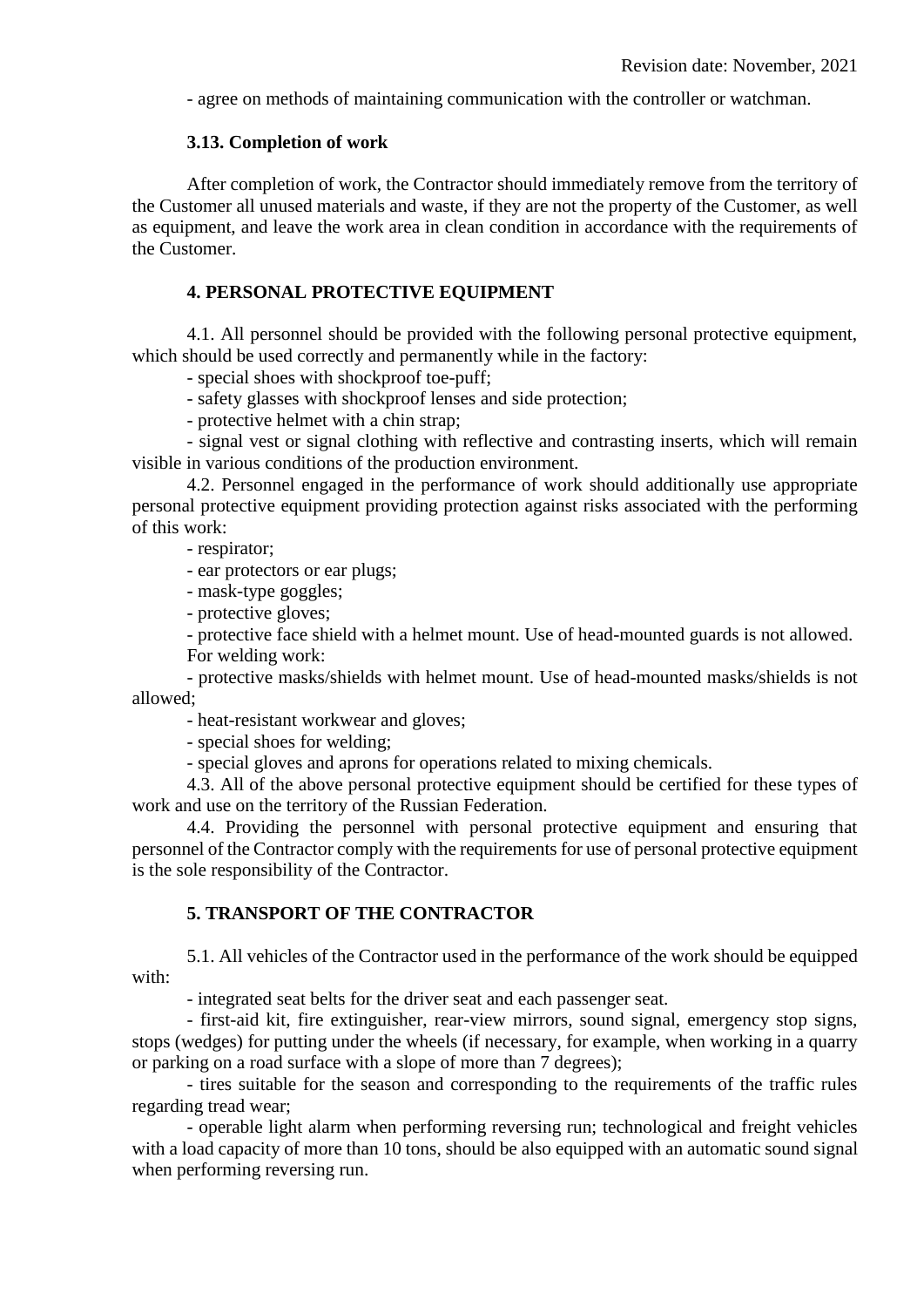- agree on methods of maintaining communication with the controller or watchman.

### 3.13. Completion of work

After completion of work, the Contractor should immediately remove from the territory of the Customer all unused materials and waste, if they are not the property of the Customer, as well as equipment, and leave the work area in clean condition in accordance with the requirements of the Customer.

## 4. PERSONAL PROTECTIVE EQUIPMENT

4.1. All personnel should be provided with the following personal protective equipment, which should be used correctly and permanently while in the factory:

- special shoes with shockproof toe-puff;
- safety glasses with shockproof lenses and side protection;
- protective helmet with a chin strap;
- signal vest or signal clothing with reflective and contrasting inserts, which will remain visible in various conditions of the production environment.

4.2. Personnel engaged in the performance of work should additionally use appropriate personal protective equipment providing protection against risks associated with the performing of this work:

- respirator;
- ear protectors or ear plugs;
- mask-type goggles;
- protective gloves;
- protective face shield with a helmet mount. Use of head-mounted guards is not allowed.

For welding work:

- protective masks/shields with helmet mount. Use of head-mounted masks/shields is not allowed;
- heat-resistant workwear and gloves;
- special shoes for welding;
- special gloves and aprons for operations related to mixing chemicals.

4.3. All of the above personal protective equipment should be certified for these types of work and use on the territory of the Russian Federation.

4.4. Providing the personnel with personal protective equipment and ensuring that personnel of the Contractor comply with the requirements for use of personal protective equipment is the sole responsibility of the Contractor.

## 5. TRANSPORT OF THE CONTRACTOR

5.1. All vehicles of the Contractor used in the performance of the work should be equipped with:

- integrated seat belts for the driver seat and each passenger seat.
- first-aid kit, fire extinguisher, rear-view mirrors, sound signal, emergency stop signs, stops (wedges) for putting under the wheels (if necessary, for example, when working in a quarry or parking on a road surface with a slope of more than 7 degrees);
- tires suitable for the season and corresponding to the requirements of the traffic rules regarding tread wear;
- operable light alarm when performing reversing run; technological and freight vehicles with a load capacity of more than 10 tons, should be also equipped with an automatic sound signal when performing reversing run.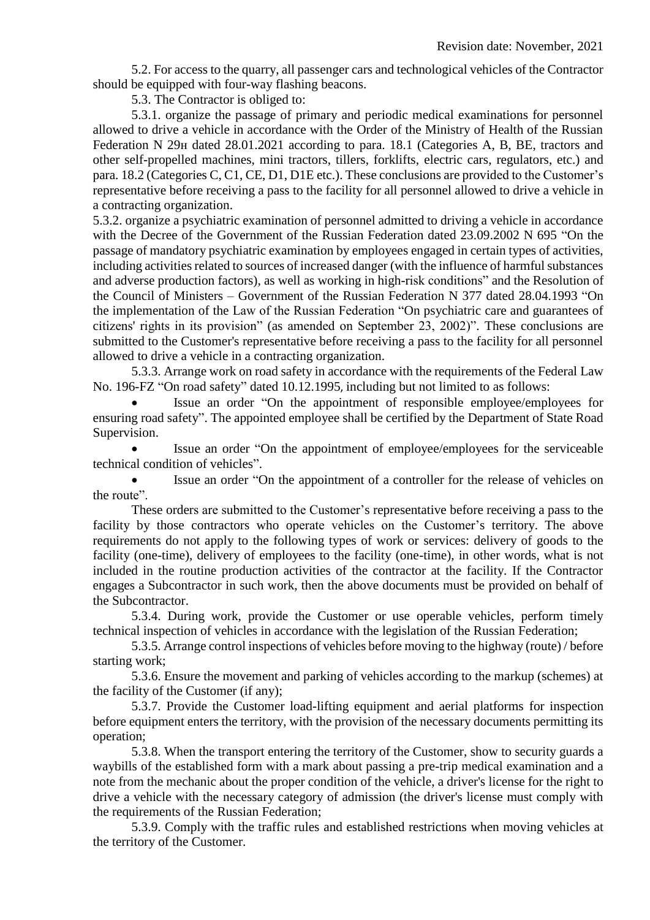5.2. For access to the quarry, all passenger cars and technological vehicles of the Contractor should be equipped with four-way flashing beacons.

5.3. The Contractor is obliged to:

5.3.1. organize the passage of primary and periodic medical examinations for personnel allowed to drive a vehicle in accordance with the Order of the Ministry of Health of the Russian Federation N 29н dated 28.01.2021 according to para. 18.1 (Categories A, B, BE, tractors and other self-propelled machines, mini tractors, tillers, forklifts, electric cars, regulators, etc.) and para. 18.2 (Categories C, C1, CE, D1, D1E etc.). These conclusions are provided to the Customer's representative before receiving a pass to the facility for all personnel allowed to drive a vehicle in a contracting organization.

5.3.2. organize a psychiatric examination of personnel admitted to driving a vehicle in accordance with the Decree of the Government of the Russian Federation dated 23.09.2002 N 695 "On the passage of mandatory psychiatric examination by employees engaged in certain types of activities, including activities related to sources of increased danger (with the influence of harmful substances and adverse production factors), as well as working in high-risk conditions" and the Resolution of the Council of Ministers – Government of the Russian Federation N 377 dated 28.04.1993 "On the implementation of the Law of the Russian Federation "On psychiatric care and guarantees of citizens' rights in its provision" (as amended on September 23, 2002)". These conclusions are submitted to the Customer's representative before receiving a pass to the facility for all personnel allowed to drive a vehicle in a contracting organization.

5.3.3. Arrange work on road safety in accordance with the requirements of the Federal Law No. 196-FZ "On road safety" dated 10.12.1995, including but not limited to as follows:

- Issue an order "On the appointment of responsible employee/employees for ensuring road safety". The appointed employee shall be certified by the Department of State Road Supervision.
- Issue an order "On the appointment of employee/employees for the serviceable technical condition of vehicles".
- Issue an order "On the appointment of a controller for the release of vehicles on the route".

These orders are submitted to the Customer's representative before receiving a pass to the facility by those contractors who operate vehicles on the Customer's territory. The above requirements do not apply to the following types of work or services: delivery of goods to the facility (one-time), delivery of employees to the facility (one-time), in other words, what is not included in the routine production activities of the contractor at the facility. If the Contractor engages a Subcontractor in such work, then the above documents must be provided on behalf of the Subcontractor.

5.3.4. During work, provide the Customer or use operable vehicles, perform timely technical inspection of vehicles in accordance with the legislation of the Russian Federation;

5.3.5. Arrange control inspections of vehicles before moving to the highway (route) / before starting work;

5.3.6. Ensure the movement and parking of vehicles according to the markup (schemes) at the facility of the Customer (if any);

5.3.7. Provide the Customer load-lifting equipment and aerial platforms for inspection before equipment enters the territory, with the provision of the necessary documents permitting its operation;

5.3.8. When the transport entering the territory of the Customer, show to security guards a waybills of the established form with a mark about passing a pre-trip medical examination and a note from the mechanic about the proper condition of the vehicle, a driver's license for the right to drive a vehicle with the necessary category of admission (the driver's license must comply with the requirements of the Russian Federation;

5.3.9. Comply with the traffic rules and established restrictions when moving vehicles at the territory of the Customer.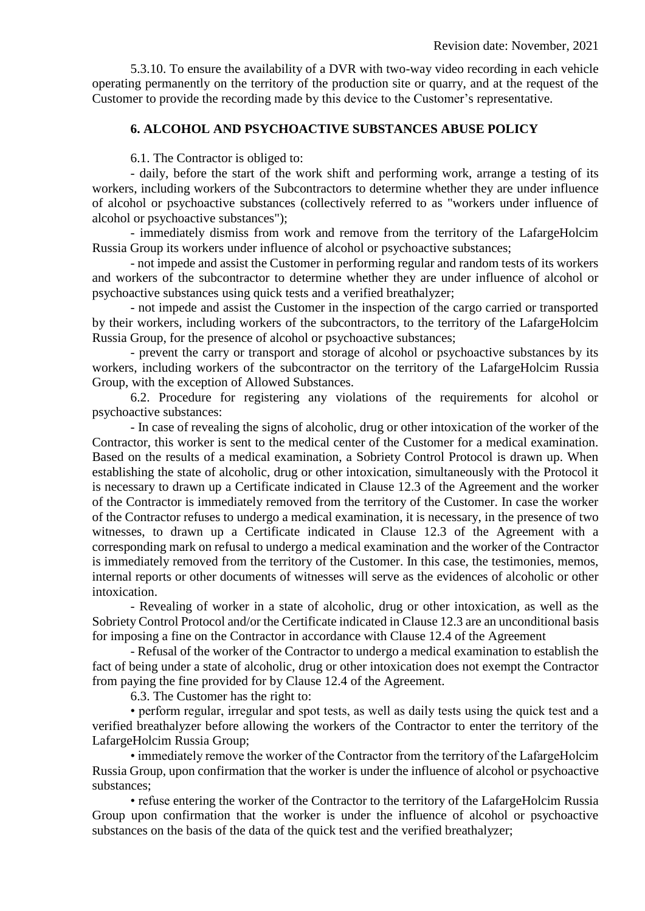5.3.10. To ensure the availability of a DVR with two-way video recording in each vehicle operating permanently on the territory of the production site or quarry, and at the request of the Customer to provide the recording made by this device to the Customer's representative.

## 6. ALCOHOL AND PSYCHOACTIVE SUBSTANCES ABUSE POLICY

6.1. The Contractor is obliged to:

- daily, before the start of the work shift and performing work, arrange a testing of its workers, including workers of the Subcontractors to determine whether they are under influence of alcohol or psychoactive substances (collectively referred to as "workers under influence of alcohol or psychoactive substances");
- immediately dismiss from work and remove from the territory of the LafargeHolcim Russia Group its workers under influence of alcohol or psychoactive substances;
- not impede and assist the Customer in performing regular and random tests of its workers and workers of the subcontractor to determine whether they are under influence of alcohol or psychoactive substances using quick tests and a verified breathalyzer;
- not impede and assist the Customer in the inspection of the cargo carried or transported by their workers, including workers of the subcontractors, to the territory of the LafargeHolcim Russia Group, for the presence of alcohol or psychoactive substances;
- prevent the carry or transport and storage of alcohol or psychoactive substances by its workers, including workers of the subcontractor on the territory of the LafargeHolcim Russia Group, with the exception of Allowed Substances.

6.2. Procedure for registering any violations of the requirements for alcohol or psychoactive substances:

- In case of revealing the signs of alcoholic, drug or other intoxication of the worker of the Contractor, this worker is sent to the medical center of the Customer for a medical examination. Based on the results of a medical examination, a Sobriety Control Protocol is drawn up. When establishing the state of alcoholic, drug or other intoxication, simultaneously with the Protocol it is necessary to drawn up a Certificate indicated in Clause 12.3 of the Agreement and the worker of the Contractor is immediately removed from the territory of the Customer. In case the worker of the Contractor refuses to undergo a medical examination, it is necessary, in the presence of two witnesses, to drawn up a Certificate indicated in Clause 12.3 of the Agreement with a corresponding mark on refusal to undergo a medical examination and the worker of the Contractor is immediately removed from the territory of the Customer. In this case, the testimonies, memos, internal reports or other documents of witnesses will serve as the evidences of alcoholic or other intoxication.
- Revealing of worker in a state of alcoholic, drug or other intoxication, as well as the Sobriety Control Protocol and/or the Certificate indicated in Clause 12.3 are an unconditional basis for imposing a fine on the Contractor in accordance with Clause 12.4 of the Agreement
- Refusal of the worker of the Contractor to undergo a medical examination to establish the fact of being under a state of alcoholic, drug or other intoxication does not exempt the Contractor from paying the fine provided for by Clause 12.4 of the Agreement.

6.3. The Customer has the right to:

- perform regular, irregular and spot tests, as well as daily tests using the quick test and a verified breathalyzer before allowing the workers of the Contractor to enter the territory of the LafargeHolcim Russia Group;
- immediately remove the worker of the Contractor from the territory of the LafargeHolcim Russia Group, upon confirmation that the worker is under the influence of alcohol or psychoactive substances;
- refuse entering the worker of the Contractor to the territory of the LafargeHolcim Russia Group upon confirmation that the worker is under the influence of alcohol or psychoactive substances on the basis of the data of the quick test and the verified breathalyzer;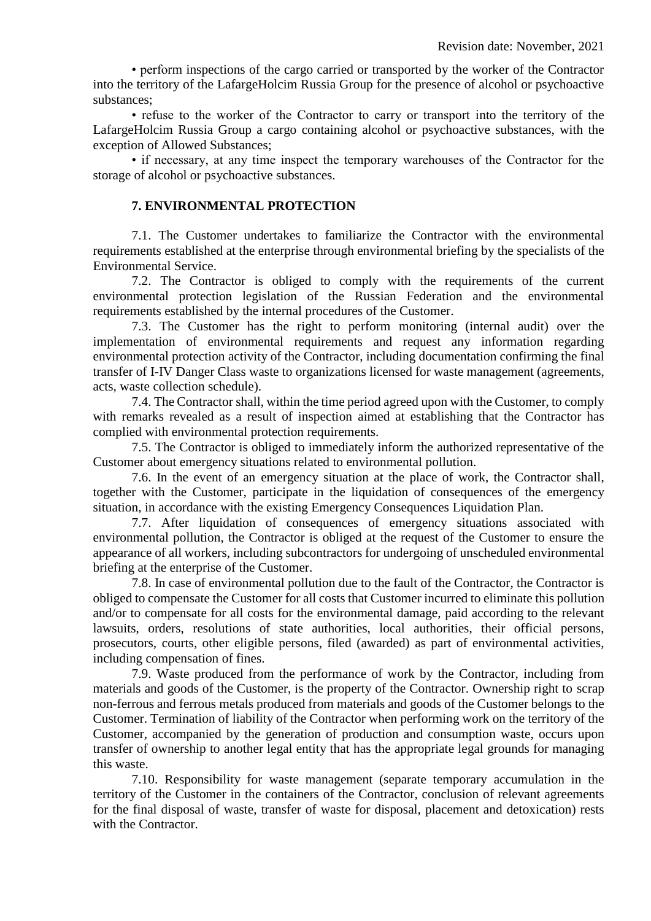• perform inspections of the cargo carried or transported by the worker of the Contractor into the territory of the LafargeHolcim Russia Group for the presence of alcohol or psychoactive substances;

• refuse to the worker of the Contractor to carry or transport into the territory of the LafargeHolcim Russia Group a cargo containing alcohol or psychoactive substances, with the exception of Allowed Substances;

• if necessary, at any time inspect the temporary warehouses of the Contractor for the storage of alcohol or psychoactive substances.

## 7. ENVIRONMENTAL PROTECTION

7.1. The Customer undertakes to familiarize the Contractor with the environmental requirements established at the enterprise through environmental briefing by the specialists of the Environmental Service.

7.2. The Contractor is obliged to comply with the requirements of the current environmental protection legislation of the Russian Federation and the environmental requirements established by the internal procedures of the Customer.

7.3. The Customer has the right to perform monitoring (internal audit) over the implementation of environmental requirements and request any information regarding environmental protection activity of the Contractor, including documentation confirming the final transfer of I-IV Danger Class waste to organizations licensed for waste management (agreements, acts, waste collection schedule).

7.4. The Contractor shall, within the time period agreed upon with the Customer, to comply with remarks revealed as a result of inspection aimed at establishing that the Contractor has complied with environmental protection requirements.

7.5. The Contractor is obliged to immediately inform the authorized representative of the Customer about emergency situations related to environmental pollution.

7.6. In the event of an emergency situation at the place of work, the Contractor shall, together with the Customer, participate in the liquidation of consequences of the emergency situation, in accordance with the existing Emergency Consequences Liquidation Plan.

7.7. After liquidation of consequences of emergency situations associated with environmental pollution, the Contractor is obliged at the request of the Customer to ensure the appearance of all workers, including subcontractors for undergoing of unscheduled environmental briefing at the enterprise of the Customer.

7.8. In case of environmental pollution due to the fault of the Contractor, the Contractor is obliged to compensate the Customer for all costs that Customer incurred to eliminate this pollution and/or to compensate for all costs for the environmental damage, paid according to the relevant lawsuits, orders, resolutions of state authorities, local authorities, their official persons, prosecutors, courts, other eligible persons, filed (awarded) as part of environmental activities, including compensation of fines.

7.9. Waste produced from the performance of work by the Contractor, including from materials and goods of the Customer, is the property of the Contractor. Ownership right to scrap non-ferrous and ferrous metals produced from materials and goods of the Customer belongs to the Customer. Termination of liability of the Contractor when performing work on the territory of the Customer, accompanied by the generation of production and consumption waste, occurs upon transfer of ownership to another legal entity that has the appropriate legal grounds for managing this waste.

7.10. Responsibility for waste management (separate temporary accumulation in the territory of the Customer in the containers of the Contractor, conclusion of relevant agreements for the final disposal of waste, transfer of waste for disposal, placement and detoxication) rests with the Contractor.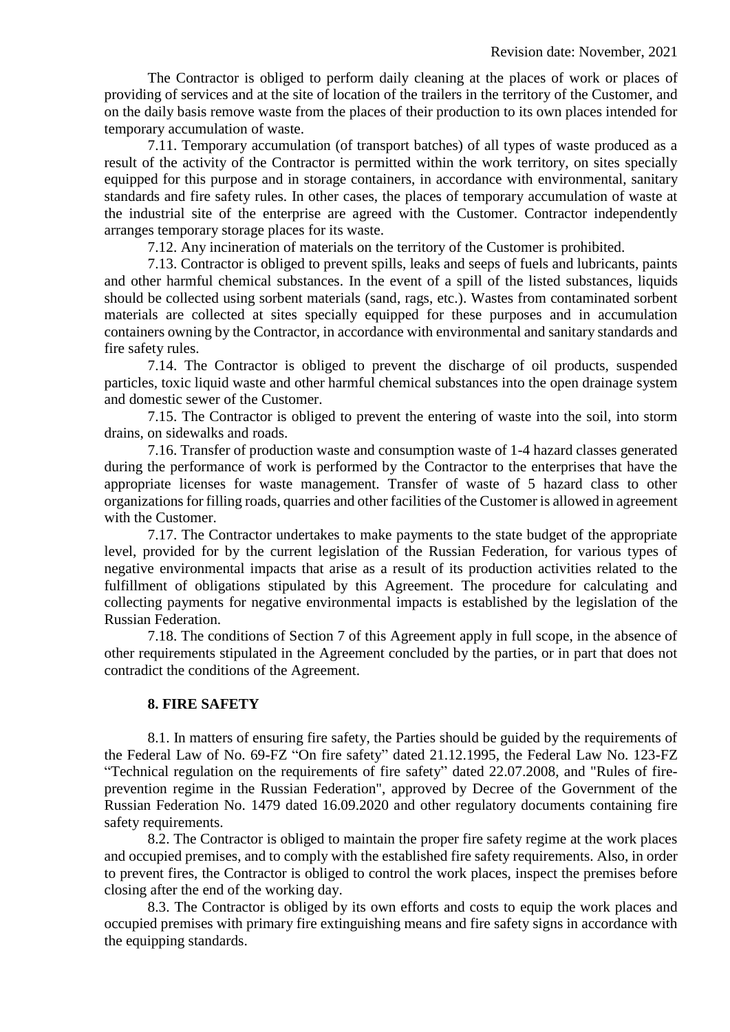The Contractor is obliged to perform daily cleaning at the places of work or places of providing of services and at the site of location of the trailers in the territory of the Customer, and on the daily basis remove waste from the places of their production to its own places intended for temporary accumulation of waste.

7.11. Temporary accumulation (of transport batches) of all types of waste produced as a result of the activity of the Contractor is permitted within the work territory, on sites specially equipped for this purpose and in storage containers, in accordance with environmental, sanitary standards and fire safety rules. In other cases, the places of temporary accumulation of waste at the industrial site of the enterprise are agreed with the Customer. Contractor independently arranges temporary storage places for its waste.

7.12. Any incineration of materials on the territory of the Customer is prohibited.

7.13. Contractor is obliged to prevent spills, leaks and seeps of fuels and lubricants, paints and other harmful chemical substances. In the event of a spill of the listed substances, liquids should be collected using sorbent materials (sand, rags, etc.). Wastes from contaminated sorbent materials are collected at sites specially equipped for these purposes and in accumulation containers owning by the Contractor, in accordance with environmental and sanitary standards and fire safety rules.

7.14. The Contractor is obliged to prevent the discharge of oil products, suspended particles, toxic liquid waste and other harmful chemical substances into the open drainage system and domestic sewer of the Customer.

7.15. The Contractor is obliged to prevent the entering of waste into the soil, into storm drains, on sidewalks and roads.

7.16. Transfer of production waste and consumption waste of 1-4 hazard classes generated during the performance of work is performed by the Contractor to the enterprises that have the appropriate licenses for waste management. Transfer of waste of 5 hazard class to other organizations for filling roads, quarries and other facilities of the Customer is allowed in agreement with the Customer.

7.17. The Contractor undertakes to make payments to the state budget of the appropriate level, provided for by the current legislation of the Russian Federation, for various types of negative environmental impacts that arise as a result of its production activities related to the fulfillment of obligations stipulated by this Agreement. The procedure for calculating and collecting payments for negative environmental impacts is established by the legislation of the Russian Federation.

7.18. The conditions of Section 7 of this Agreement apply in full scope, in the absence of other requirements stipulated in the Agreement concluded by the parties, or in part that does not contradict the conditions of the Agreement.

## 8. FIRE SAFETY

8.1. In matters of ensuring fire safety, the Parties should be guided by the requirements of the Federal Law of No. 69-FZ "On fire safety" dated 21.12.1995, the Federal Law No. 123-FZ "Technical regulation on the requirements of fire safety" dated 22.07.2008, and "Rules of fire-prevention regime in the Russian Federation", approved by Decree of the Government of the Russian Federation No. 1479 dated 16.09.2020 and other regulatory documents containing fire safety requirements.

8.2. The Contractor is obliged to maintain the proper fire safety regime at the work places and occupied premises, and to comply with the established fire safety requirements. Also, in order to prevent fires, the Contractor is obliged to control the work places, inspect the premises before closing after the end of the working day.

8.3. The Contractor is obliged by its own efforts and costs to equip the work places and occupied premises with primary fire extinguishing means and fire safety signs in accordance with the equipping standards.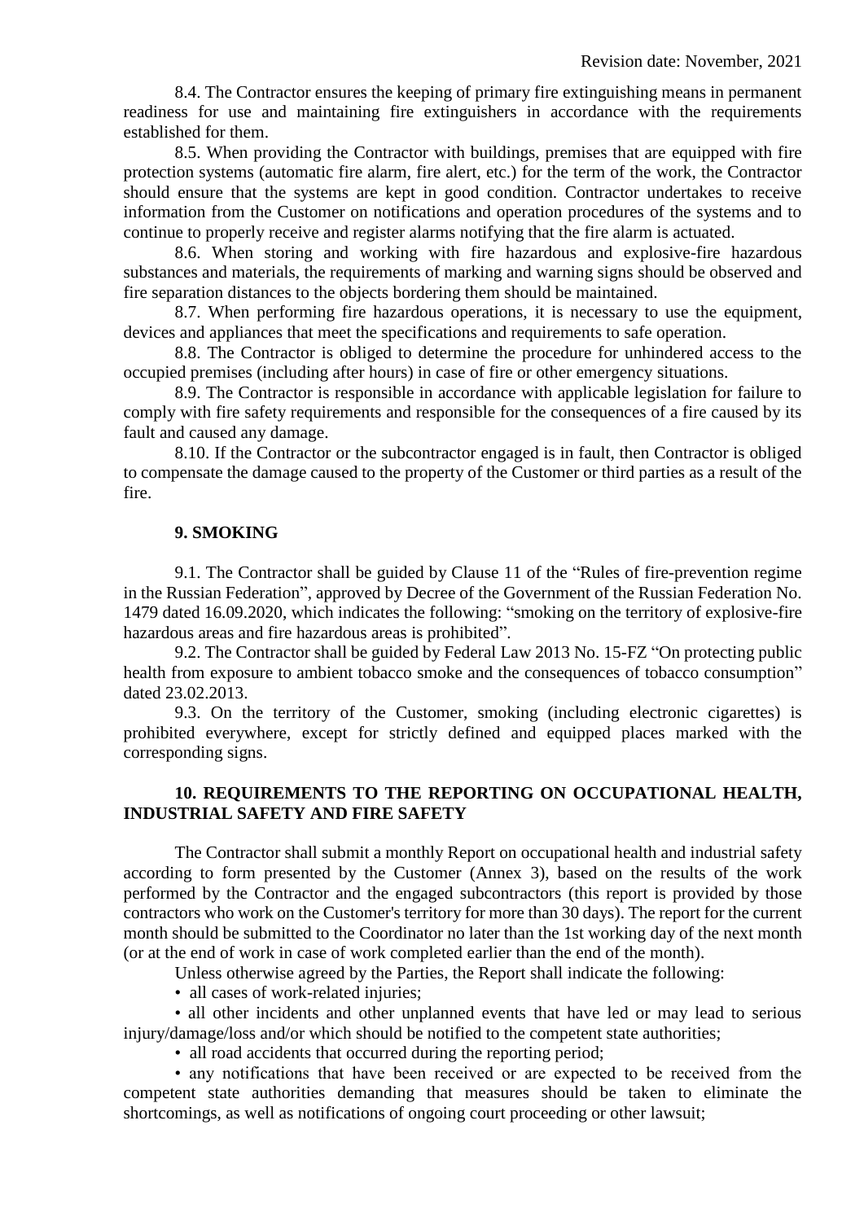8.4. The Contractor ensures the keeping of primary fire extinguishing means in permanent readiness for use and maintaining fire extinguishers in accordance with the requirements established for them.

8.5. When providing the Contractor with buildings, premises that are equipped with fire protection systems (automatic fire alarm, fire alert, etc.) for the term of the work, the Contractor should ensure that the systems are kept in good condition. Contractor undertakes to receive information from the Customer on notifications and operation procedures of the systems and to continue to properly receive and register alarms notifying that the fire alarm is actuated.

8.6. When storing and working with fire hazardous and explosive-fire hazardous substances and materials, the requirements of marking and warning signs should be observed and fire separation distances to the objects bordering them should be maintained.

8.7. When performing fire hazardous operations, it is necessary to use the equipment, devices and appliances that meet the specifications and requirements to safe operation.

8.8. The Contractor is obliged to determine the procedure for unhindered access to the occupied premises (including after hours) in case of fire or other emergency situations.

8.9. The Contractor is responsible in accordance with applicable legislation for failure to comply with fire safety requirements and responsible for the consequences of a fire caused by its fault and caused any damage.

8.10. If the Contractor or the subcontractor engaged is in fault, then Contractor is obliged to compensate the damage caused to the property of the Customer or third parties as a result of the fire.

## 9. SMOKING

9.1. The Contractor shall be guided by Clause 11 of the "Rules of fire-prevention regime in the Russian Federation", approved by Decree of the Government of the Russian Federation No. 1479 dated 16.09.2020, which indicates the following: "smoking on the territory of explosive-fire hazardous areas and fire hazardous areas is prohibited".

9.2. The Contractor shall be guided by Federal Law 2013 No. 15-FZ "On protecting public health from exposure to ambient tobacco smoke and the consequences of tobacco consumption" dated 23.02.2013.

9.3. On the territory of the Customer, smoking (including electronic cigarettes) is prohibited everywhere, except for strictly defined and equipped places marked with the corresponding signs.

## 10. REQUIREMENTS TO THE REPORTING ON OCCUPATIONAL HEALTH, INDUSTRIAL SAFETY AND FIRE SAFETY

The Contractor shall submit a monthly Report on occupational health and industrial safety according to form presented by the Customer (Annex 3), based on the results of the work performed by the Contractor and the engaged subcontractors (this report is provided by those contractors who work on the Customer's territory for more than 30 days). The report for the current month should be submitted to the Coordinator no later than the 1st working day of the next month (or at the end of work in case of work completed earlier than the end of the month).

Unless otherwise agreed by the Parties, the Report shall indicate the following:

- all cases of work-related injuries;
- all other incidents and other unplanned events that have led or may lead to serious injury/damage/loss and/or which should be notified to the competent state authorities;
- all road accidents that occurred during the reporting period;
- any notifications that have been received or are expected to be received from the competent state authorities demanding that measures should be taken to eliminate the shortcomings, as well as notifications of ongoing court proceeding or other lawsuit;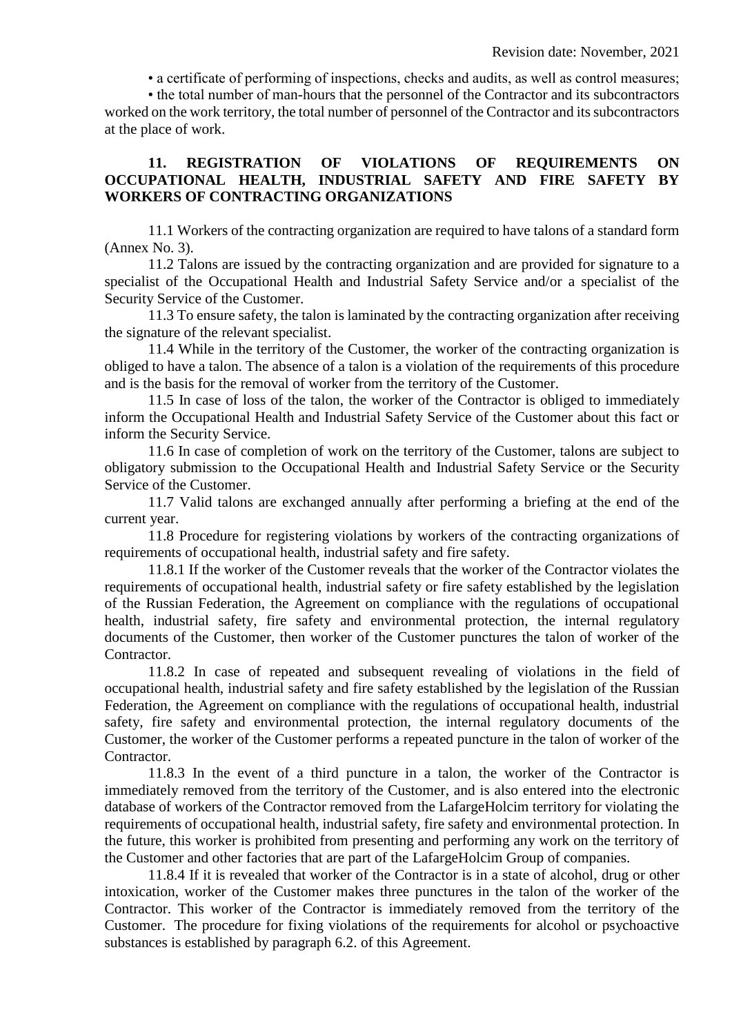• a certificate of performing of inspections, checks and audits, as well as control measures;

• the total number of man-hours that the personnel of the Contractor and its subcontractors worked on the work territory, the total number of personnel of the Contractor and its subcontractors at the place of work.

## 11. REGISTRATION OF VIOLATIONS OF REQUIREMENTS ON OCCUPATIONAL HEALTH, INDUSTRIAL SAFETY AND FIRE SAFETY BY WORKERS OF CONTRACTING ORGANIZATIONS

11.1 Workers of the contracting organization are required to have talons of a standard form (Annex No. 3).

11.2 Talons are issued by the contracting organization and are provided for signature to a specialist of the Occupational Health and Industrial Safety Service and/or a specialist of the Security Service of the Customer.

11.3 To ensure safety, the talon is laminated by the contracting organization after receiving the signature of the relevant specialist.

11.4 While in the territory of the Customer, the worker of the contracting organization is obliged to have a talon. The absence of a talon is a violation of the requirements of this procedure and is the basis for the removal of worker from the territory of the Customer.

11.5 In case of loss of the talon, the worker of the Contractor is obliged to immediately inform the Occupational Health and Industrial Safety Service of the Customer about this fact or inform the Security Service.

11.6 In case of completion of work on the territory of the Customer, talons are subject to obligatory submission to the Occupational Health and Industrial Safety Service or the Security Service of the Customer.

11.7 Valid talons are exchanged annually after performing a briefing at the end of the current year.

11.8 Procedure for registering violations by workers of the contracting organizations of requirements of occupational health, industrial safety and fire safety.

11.8.1 If the worker of the Customer reveals that the worker of the Contractor violates the requirements of occupational health, industrial safety or fire safety established by the legislation of the Russian Federation, the Agreement on compliance with the regulations of occupational health, industrial safety, fire safety and environmental protection, the internal regulatory documents of the Customer, then worker of the Customer punctures the talon of worker of the Contractor.

11.8.2 In case of repeated and subsequent revealing of violations in the field of occupational health, industrial safety and fire safety established by the legislation of the Russian Federation, the Agreement on compliance with the regulations of occupational health, industrial safety, fire safety and environmental protection, the internal regulatory documents of the Customer, the worker of the Customer performs a repeated puncture in the talon of worker of the Contractor.

11.8.3 In the event of a third puncture in a talon, the worker of the Contractor is immediately removed from the territory of the Customer, and is also entered into the electronic database of workers of the Contractor removed from the LafargeHolcim territory for violating the requirements of occupational health, industrial safety, fire safety and environmental protection. In the future, this worker is prohibited from presenting and performing any work on the territory of the Customer and other factories that are part of the LafargeHolcim Group of companies.

11.8.4 If it is revealed that worker of the Contractor is in a state of alcohol, drug or other intoxication, worker of the Customer makes three punctures in the talon of the worker of the Contractor. This worker of the Contractor is immediately removed from the territory of the Customer. The procedure for fixing violations of the requirements for alcohol or psychoactive substances is established by paragraph 6.2. of this Agreement.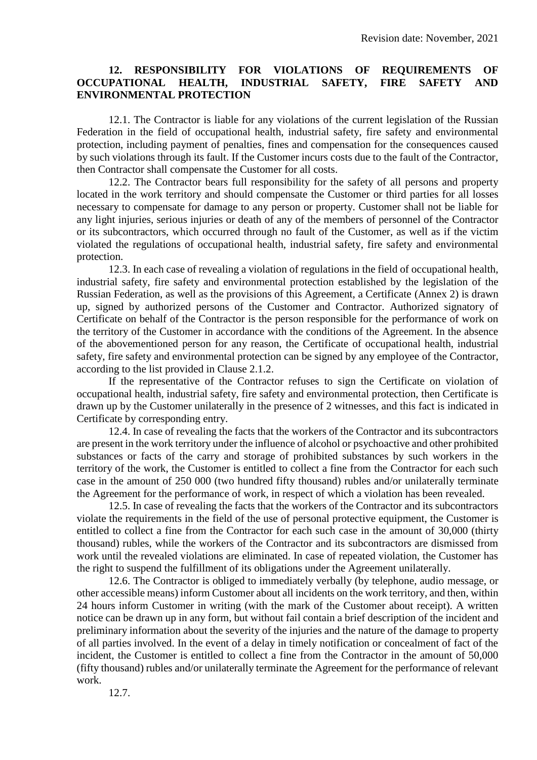Revision date: November, 2021

## 12. RESPONSIBILITY FOR VIOLATIONS OF REQUIREMENTS OF OCCUPATIONAL HEALTH, INDUSTRIAL SAFETY, FIRE SAFETY AND ENVIRONMENTAL PROTECTION

12.1. The Contractor is liable for any violations of the current legislation of the Russian Federation in the field of occupational health, industrial safety, fire safety and environmental protection, including payment of penalties, fines and compensation for the consequences caused by such violations through its fault. If the Customer incurs costs due to the fault of the Contractor, then Contractor shall compensate the Customer for all costs.

12.2. The Contractor bears full responsibility for the safety of all persons and property located in the work territory and should compensate the Customer or third parties for all losses necessary to compensate for damage to any person or property. Customer shall not be liable for any light injuries, serious injuries or death of any of the members of personnel of the Contractor or its subcontractors, which occurred through no fault of the Customer, as well as if the victim violated the regulations of occupational health, industrial safety, fire safety and environmental protection.

12.3. In each case of revealing a violation of regulations in the field of occupational health, industrial safety, fire safety and environmental protection established by the legislation of the Russian Federation, as well as the provisions of this Agreement, a Certificate (Annex 2) is drawn up, signed by authorized persons of the Customer and Contractor. Authorized signatory of Certificate on behalf of the Contractor is the person responsible for the performance of work on the territory of the Customer in accordance with the conditions of the Agreement. In the absence of the abovementioned person for any reason, the Certificate of occupational health, industrial safety, fire safety and environmental protection can be signed by any employee of the Contractor, according to the list provided in Clause 2.1.2.

If the representative of the Contractor refuses to sign the Certificate on violation of occupational health, industrial safety, fire safety and environmental protection, then Certificate is drawn up by the Customer unilaterally in the presence of 2 witnesses, and this fact is indicated in Certificate by corresponding entry.

12.4. In case of revealing the facts that the workers of the Contractor and its subcontractors are present in the work territory under the influence of alcohol or psychoactive and other prohibited substances or facts of the carry and storage of prohibited substances by such workers in the territory of the work, the Customer is entitled to collect a fine from the Contractor for each such case in the amount of 250 000 (two hundred fifty thousand) rubles and/or unilaterally terminate the Agreement for the performance of work, in respect of which a violation has been revealed.

12.5. In case of revealing the facts that the workers of the Contractor and its subcontractors violate the requirements in the field of the use of personal protective equipment, the Customer is entitled to collect a fine from the Contractor for each such case in the amount of 30,000 (thirty thousand) rubles, while the workers of the Contractor and its subcontractors are dismissed from work until the revealed violations are eliminated. In case of repeated violation, the Customer has the right to suspend the fulfillment of its obligations under the Agreement unilaterally.

12.6. The Contractor is obliged to immediately verbally (by telephone, audio message, or other accessible means) inform Customer about all incidents on the work territory, and then, within 24 hours inform Customer in writing (with the mark of the Customer about receipt). A written notice can be drawn up in any form, but without fail contain a brief description of the incident and preliminary information about the severity of the injuries and the nature of the damage to property of all parties involved. In the event of a delay in timely notification or concealment of fact of the incident, the Customer is entitled to collect a fine from the Contractor in the amount of 50,000 (fifty thousand) rubles and/or unilaterally terminate the Agreement for the performance of relevant work.

12.7.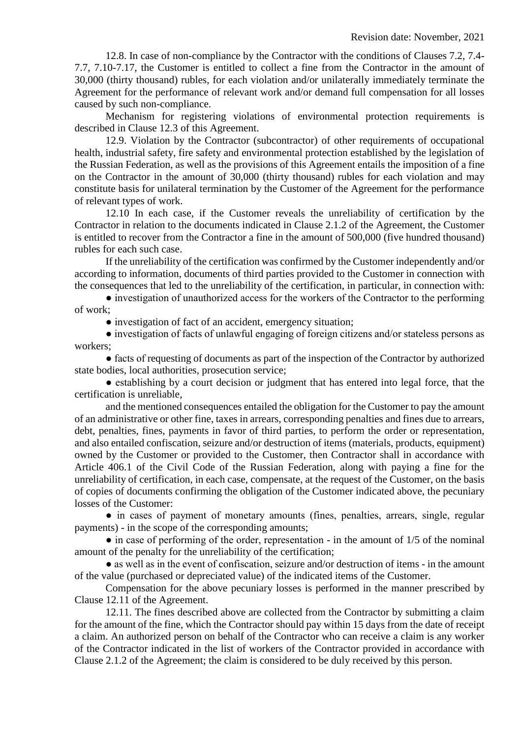12.8. In case of non-compliance by the Contractor with the conditions of Clauses 7.2, 7.4-7.7, 7.10-7.17, the Customer is entitled to collect a fine from the Contractor in the amount of 30,000 (thirty thousand) rubles, for each violation and/or unilaterally immediately terminate the Agreement for the performance of relevant work and/or demand full compensation for all losses caused by such non-compliance.

Mechanism for registering violations of environmental protection requirements is described in Clause 12.3 of this Agreement.

12.9. Violation by the Contractor (subcontractor) of other requirements of occupational health, industrial safety, fire safety and environmental protection established by the legislation of the Russian Federation, as well as the provisions of this Agreement entails the imposition of a fine on the Contractor in the amount of 30,000 (thirty thousand) rubles for each violation and may constitute basis for unilateral termination by the Customer of the Agreement for the performance of relevant types of work.

12.10 In each case, if the Customer reveals the unreliability of certification by the Contractor in relation to the documents indicated in Clause 2.1.2 of the Agreement, the Customer is entitled to recover from the Contractor a fine in the amount of 500,000 (five hundred thousand) rubles for each such case.

If the unreliability of the certification was confirmed by the Customer independently and/or according to information, documents of third parties provided to the Customer in connection with the consequences that led to the unreliability of the certification, in particular, in connection with:

- investigation of unauthorized access for the workers of the Contractor to the performing of work;
- investigation of fact of an accident, emergency situation;
- investigation of facts of unlawful engaging of foreign citizens and/or stateless persons as workers;
- facts of requesting of documents as part of the inspection of the Contractor by authorized state bodies, local authorities, prosecution service;
- establishing by a court decision or judgment that has entered into legal force, that the certification is unreliable,

and the mentioned consequences entailed the obligation for the Customer to pay the amount of an administrative or other fine, taxes in arrears, corresponding penalties and fines due to arrears, debt, penalties, fines, payments in favor of third parties, to perform the order or representation, and also entailed confiscation, seizure and/or destruction of items (materials, products, equipment) owned by the Customer or provided to the Customer, then Contractor shall in accordance with Article 406.1 of the Civil Code of the Russian Federation, along with paying a fine for the unreliability of certification, in each case, compensate, at the request of the Customer, on the basis of copies of documents confirming the obligation of the Customer indicated above, the pecuniary losses of the Customer:

- in cases of payment of monetary amounts (fines, penalties, arrears, single, regular payments) - in the scope of the corresponding amounts;
- in case of performing of the order, representation - in the amount of 1/5 of the nominal amount of the penalty for the unreliability of the certification;
- as well as in the event of confiscation, seizure and/or destruction of items - in the amount of the value (purchased or depreciated value) of the indicated items of the Customer.

Compensation for the above pecuniary losses is performed in the manner prescribed by Clause 12.11 of the Agreement.

12.11. The fines described above are collected from the Contractor by submitting a claim for the amount of the fine, which the Contractor should pay within 15 days from the date of receipt a claim. An authorized person on behalf of the Contractor who can receive a claim is any worker of the Contractor indicated in the list of workers of the Contractor provided in accordance with Clause 2.1.2 of the Agreement; the claim is considered to be duly received by this person.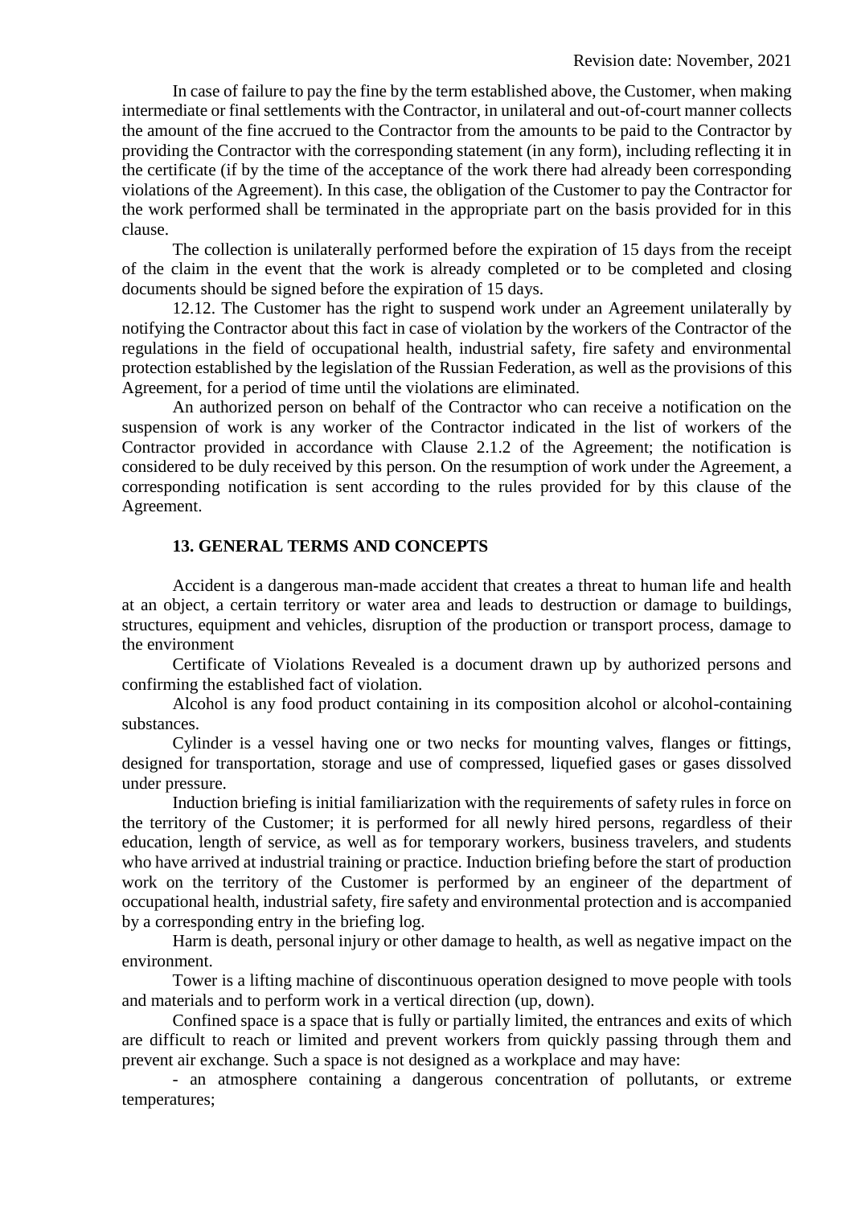In case of failure to pay the fine by the term established above, the Customer, when making intermediate or final settlements with the Contractor, in unilateral and out-of-court manner collects the amount of the fine accrued to the Contractor from the amounts to be paid to the Contractor by providing the Contractor with the corresponding statement (in any form), including reflecting it in the certificate (if by the time of the acceptance of the work there had already been corresponding violations of the Agreement). In this case, the obligation of the Customer to pay the Contractor for the work performed shall be terminated in the appropriate part on the basis provided for in this clause.

The collection is unilaterally performed before the expiration of 15 days from the receipt of the claim in the event that the work is already completed or to be completed and closing documents should be signed before the expiration of 15 days.

12.12. The Customer has the right to suspend work under an Agreement unilaterally by notifying the Contractor about this fact in case of violation by the workers of the Contractor of the regulations in the field of occupational health, industrial safety, fire safety and environmental protection established by the legislation of the Russian Federation, as well as the provisions of this Agreement, for a period of time until the violations are eliminated.

An authorized person on behalf of the Contractor who can receive a notification on the suspension of work is any worker of the Contractor indicated in the list of workers of the Contractor provided in accordance with Clause 2.1.2 of the Agreement; the notification is considered to be duly received by this person. On the resumption of work under the Agreement, a corresponding notification is sent according to the rules provided for by this clause of the Agreement.

## 13. GENERAL TERMS AND CONCEPTS

Accident is a dangerous man-made accident that creates a threat to human life and health at an object, a certain territory or water area and leads to destruction or damage to buildings, structures, equipment and vehicles, disruption of the production or transport process, damage to the environment

Certificate of Violations Revealed is a document drawn up by authorized persons and confirming the established fact of violation.

Alcohol is any food product containing in its composition alcohol or alcohol-containing substances.

Cylinder is a vessel having one or two necks for mounting valves, flanges or fittings, designed for transportation, storage and use of compressed, liquefied gases or gases dissolved under pressure.

Induction briefing is initial familiarization with the requirements of safety rules in force on the territory of the Customer; it is performed for all newly hired persons, regardless of their education, length of service, as well as for temporary workers, business travelers, and students who have arrived at industrial training or practice. Induction briefing before the start of production work on the territory of the Customer is performed by an engineer of the department of occupational health, industrial safety, fire safety and environmental protection and is accompanied by a corresponding entry in the briefing log.

Harm is death, personal injury or other damage to health, as well as negative impact on the environment.

Tower is a lifting machine of discontinuous operation designed to move people with tools and materials and to perform work in a vertical direction (up, down).

Confined space is a space that is fully or partially limited, the entrances and exits of which are difficult to reach or limited and prevent workers from quickly passing through them and prevent air exchange. Such a space is not designed as a workplace and may have:

- an atmosphere containing a dangerous concentration of pollutants, or extreme temperatures;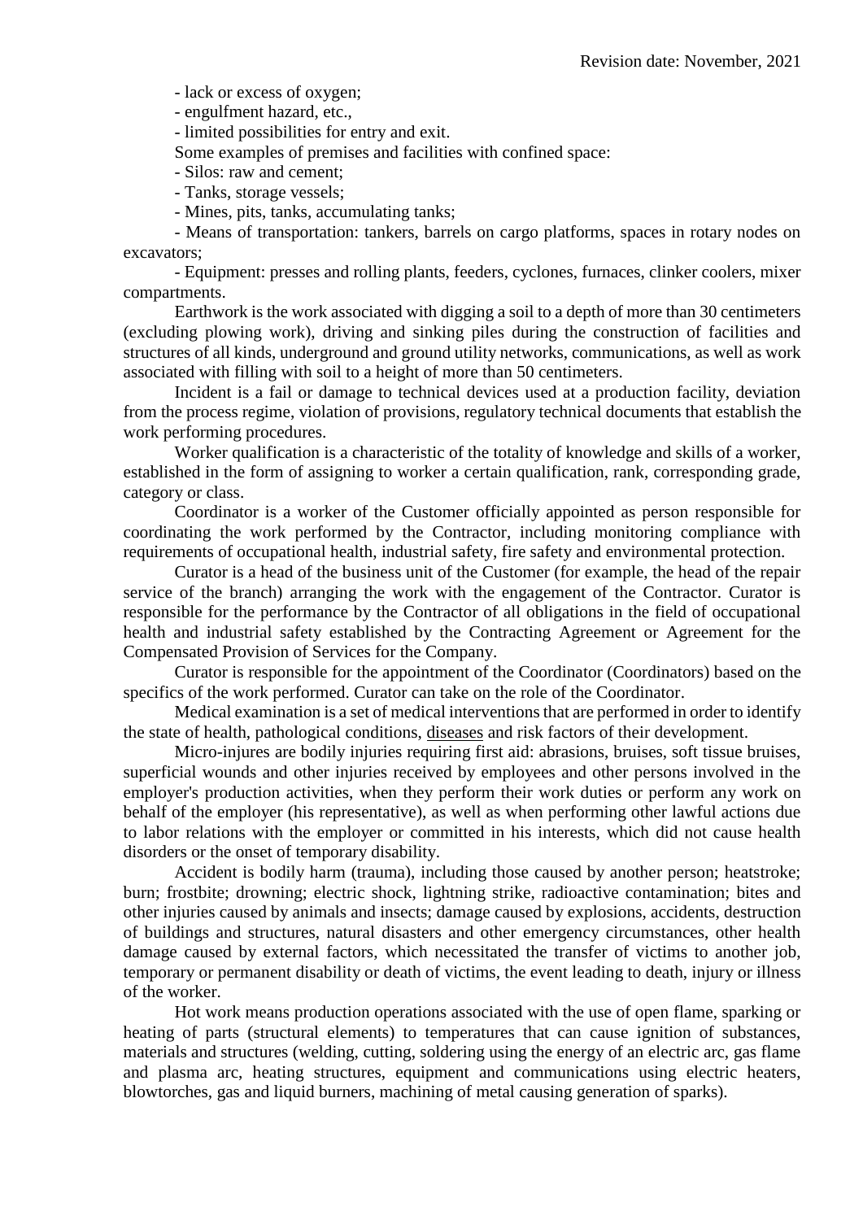- lack or excess of oxygen;

- engulfment hazard, etc.,

- limited possibilities for entry and exit.

Some examples of premises and facilities with confined space:

- Silos: raw and cement;

- Tanks, storage vessels;

- Mines, pits, tanks, accumulating tanks;

- Means of transportation: tankers, barrels on cargo platforms, spaces in rotary nodes on excavators;

- Equipment: presses and rolling plants, feeders, cyclones, furnaces, clinker coolers, mixer compartments.

Earthwork is the work associated with digging a soil to a depth of more than 30 centimeters (excluding plowing work), driving and sinking piles during the construction of facilities and structures of all kinds, underground and ground utility networks, communications, as well as work associated with filling with soil to a height of more than 50 centimeters.

Incident is a fail or damage to technical devices used at a production facility, deviation from the process regime, violation of provisions, regulatory technical documents that establish the work performing procedures.

Worker qualification is a characteristic of the totality of knowledge and skills of a worker, established in the form of assigning to worker a certain qualification, rank, corresponding grade, category or class.

Coordinator is a worker of the Customer officially appointed as person responsible for coordinating the work performed by the Contractor, including monitoring compliance with requirements of occupational health, industrial safety, fire safety and environmental protection.

Curator is a head of the business unit of the Customer (for example, the head of the repair service of the branch) arranging the work with the engagement of the Contractor. Curator is responsible for the performance by the Contractor of all obligations in the field of occupational health and industrial safety established by the Contracting Agreement or Agreement for the Compensated Provision of Services for the Company.

Curator is responsible for the appointment of the Coordinator (Coordinators) based on the specifics of the work performed. Curator can take on the role of the Coordinator.

Medical examination is a set of medical interventions that are performed in order to identify the state of health, pathological conditions, diseases and risk factors of their development.

Micro-injures are bodily injuries requiring first aid: abrasions, bruises, soft tissue bruises, superficial wounds and other injuries received by employees and other persons involved in the employer's production activities, when they perform their work duties or perform any work on behalf of the employer (his representative), as well as when performing other lawful actions due to labor relations with the employer or committed in his interests, which did not cause health disorders or the onset of temporary disability.

Accident is bodily harm (trauma), including those caused by another person; heatstroke; burn; frostbite; drowning; electric shock, lightning strike, radioactive contamination; bites and other injuries caused by animals and insects; damage caused by explosions, accidents, destruction of buildings and structures, natural disasters and other emergency circumstances, other health damage caused by external factors, which necessitated the transfer of victims to another job, temporary or permanent disability or death of victims, the event leading to death, injury or illness of the worker.

Hot work means production operations associated with the use of open flame, sparking or heating of parts (structural elements) to temperatures that can cause ignition of substances, materials and structures (welding, cutting, soldering using the energy of an electric arc, gas flame and plasma arc, heating structures, equipment and communications using electric heaters, blowtorches, gas and liquid burners, machining of metal causing generation of sparks).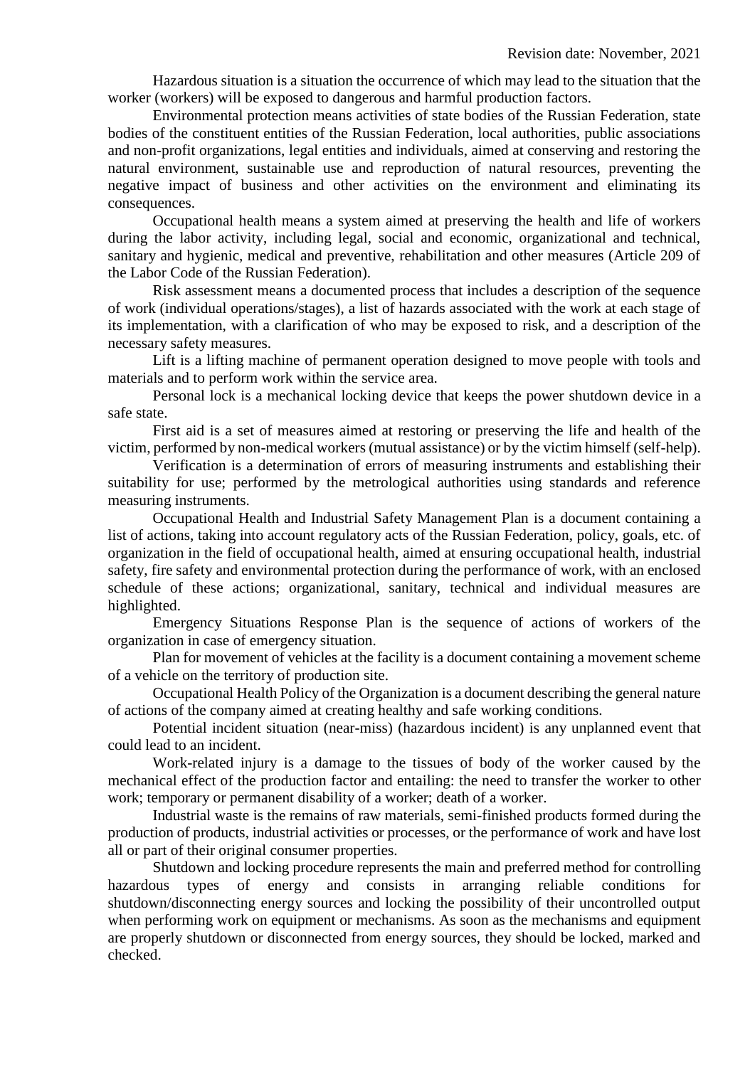Revision date: November, 2021

Hazardous situation is a situation the occurrence of which may lead to the situation that the worker (workers) will be exposed to dangerous and harmful production factors.

Environmental protection means activities of state bodies of the Russian Federation, state bodies of the constituent entities of the Russian Federation, local authorities, public associations and non-profit organizations, legal entities and individuals, aimed at conserving and restoring the natural environment, sustainable use and reproduction of natural resources, preventing the negative impact of business and other activities on the environment and eliminating its consequences.

Occupational health means a system aimed at preserving the health and life of workers during the labor activity, including legal, social and economic, organizational and technical, sanitary and hygienic, medical and preventive, rehabilitation and other measures (Article 209 of the Labor Code of the Russian Federation).

Risk assessment means a documented process that includes a description of the sequence of work (individual operations/stages), a list of hazards associated with the work at each stage of its implementation, with a clarification of who may be exposed to risk, and a description of the necessary safety measures.

Lift is a lifting machine of permanent operation designed to move people with tools and materials and to perform work within the service area.

Personal lock is a mechanical locking device that keeps the power shutdown device in a safe state.

First aid is a set of measures aimed at restoring or preserving the life and health of the victim, performed by non-medical workers (mutual assistance) or by the victim himself (self-help).

Verification is a determination of errors of measuring instruments and establishing their suitability for use; performed by the metrological authorities using standards and reference measuring instruments.

Occupational Health and Industrial Safety Management Plan is a document containing a list of actions, taking into account regulatory acts of the Russian Federation, policy, goals, etc. of organization in the field of occupational health, aimed at ensuring occupational health, industrial safety, fire safety and environmental protection during the performance of work, with an enclosed schedule of these actions; organizational, sanitary, technical and individual measures are highlighted.

Emergency Situations Response Plan is the sequence of actions of workers of the organization in case of emergency situation.

Plan for movement of vehicles at the facility is a document containing a movement scheme of a vehicle on the territory of production site.

Occupational Health Policy of the Organization is a document describing the general nature of actions of the company aimed at creating healthy and safe working conditions.

Potential incident situation (near-miss) (hazardous incident) is any unplanned event that could lead to an incident.

Work-related injury is a damage to the tissues of body of the worker caused by the mechanical effect of the production factor and entailing: the need to transfer the worker to other work; temporary or permanent disability of a worker; death of a worker.

Industrial waste is the remains of raw materials, semi-finished products formed during the production of products, industrial activities or processes, or the performance of work and have lost all or part of their original consumer properties.

Shutdown and locking procedure represents the main and preferred method for controlling hazardous types of energy and consists in arranging reliable conditions for shutdown/disconnecting energy sources and locking the possibility of their uncontrolled output when performing work on equipment or mechanisms. As soon as the mechanisms and equipment are properly shutdown or disconnected from energy sources, they should be locked, marked and checked.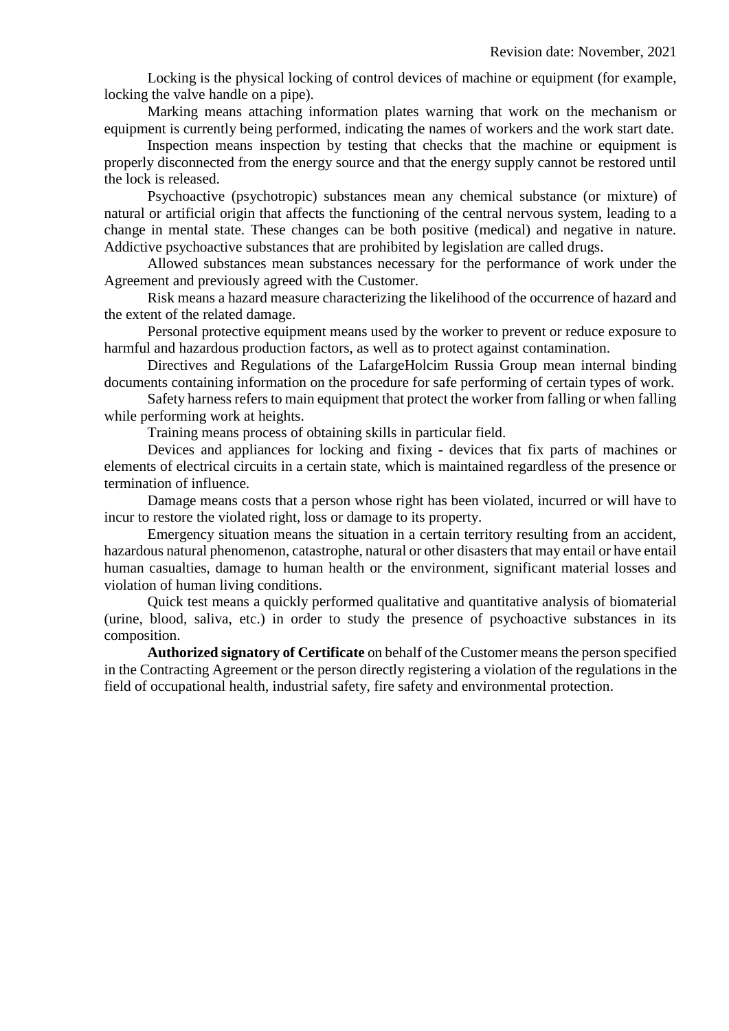Locking is the physical locking of control devices of machine or equipment (for example, locking the valve handle on a pipe).

Marking means attaching information plates warning that work on the mechanism or equipment is currently being performed, indicating the names of workers and the work start date.

Inspection means inspection by testing that checks that the machine or equipment is properly disconnected from the energy source and that the energy supply cannot be restored until the lock is released.

Psychoactive (psychotropic) substances mean any chemical substance (or mixture) of natural or artificial origin that affects the functioning of the central nervous system, leading to a change in mental state. These changes can be both positive (medical) and negative in nature. Addictive psychoactive substances that are prohibited by legislation are called drugs.

Allowed substances mean substances necessary for the performance of work under the Agreement and previously agreed with the Customer.

Risk means a hazard measure characterizing the likelihood of the occurrence of hazard and the extent of the related damage.

Personal protective equipment means used by the worker to prevent or reduce exposure to harmful and hazardous production factors, as well as to protect against contamination.

Directives and Regulations of the LafargeHolcim Russia Group mean internal binding documents containing information on the procedure for safe performing of certain types of work.

Safety harness refers to main equipment that protect the worker from falling or when falling while performing work at heights.

Training means process of obtaining skills in particular field.

Devices and appliances for locking and fixing - devices that fix parts of machines or elements of electrical circuits in a certain state, which is maintained regardless of the presence or termination of influence.

Damage means costs that a person whose right has been violated, incurred or will have to incur to restore the violated right, loss or damage to its property.

Emergency situation means the situation in a certain territory resulting from an accident, hazardous natural phenomenon, catastrophe, natural or other disasters that may entail or have entail human casualties, damage to human health or the environment, significant material losses and violation of human living conditions.

Quick test means a quickly performed qualitative and quantitative analysis of biomaterial (urine, blood, saliva, etc.) in order to study the presence of psychoactive substances in its composition.

**Authorized signatory of Certificate** on behalf of the Customer means the person specified in the Contracting Agreement or the person directly registering a violation of the regulations in the field of occupational health, industrial safety, fire safety and environmental protection.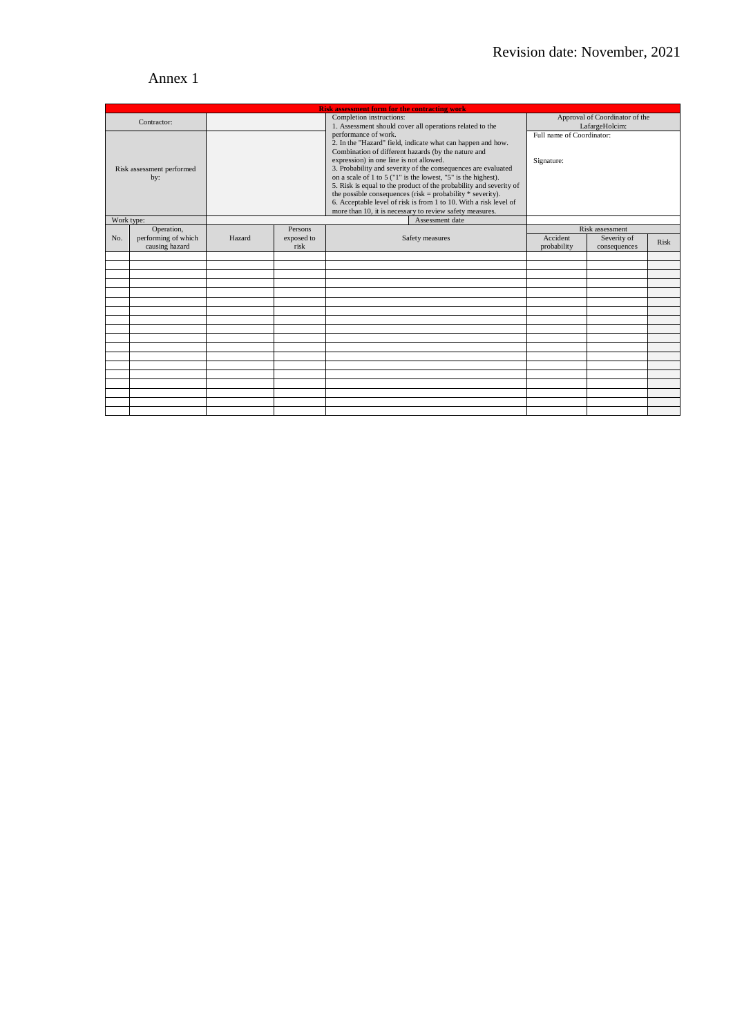Annex 1

| Risk assessment form for the contracting work | | | | | | | |
|---|---|---|---|---|---|---|---|
| Contractor: | | | Completion instructions:<br>1. Assessment should cover all operations related to the performance of work.<br>2. In the "Hazard" field, indicate what can happen and how. Combination of different hazards (by the nature and expression) in one line is not allowed.<br>3. Probability and severity of the consequences are evaluated on a scale of 1 to 5 ("1" is the lowest, "5" is the highest).<br>5. Risk is equal to the product of the probability and severity of the possible consequences (risk = probability * severity).<br>6. Acceptable level of risk is from 1 to 10. With a risk level of more than 10, it is necessary to review safety measures. | Approval of Coordinator of the LafargeHolcim: | | |
| Risk assessment performed by: | | | | Full name of Coordinator:<br><br>Signature: | | |
| Work type: | | | Assessment date | | | |
| No. | Operation, performing of which causing hazard | Hazard | Persons exposed to risk | Safety measures | Risk assessment | | |
| | | | | | Accident probability | Severity of consequences | Risk |
| | | | | | | | |
| | | | | | | | |
| | | | | | | | |
| | | | | | | | |
| | | | | | | | |
| | | | | | | | |
| | | | | | | | |
| | | | | | | | |
| | | | | | | | |
| | | | | | | | |
| | | | | | | | |
| | | | | | | | |
| | | | | | | | |
| | | | | | | | |
| | | | | | | | |
| | | | | | | | |
| | | | | | | | |
| | | | | | | | |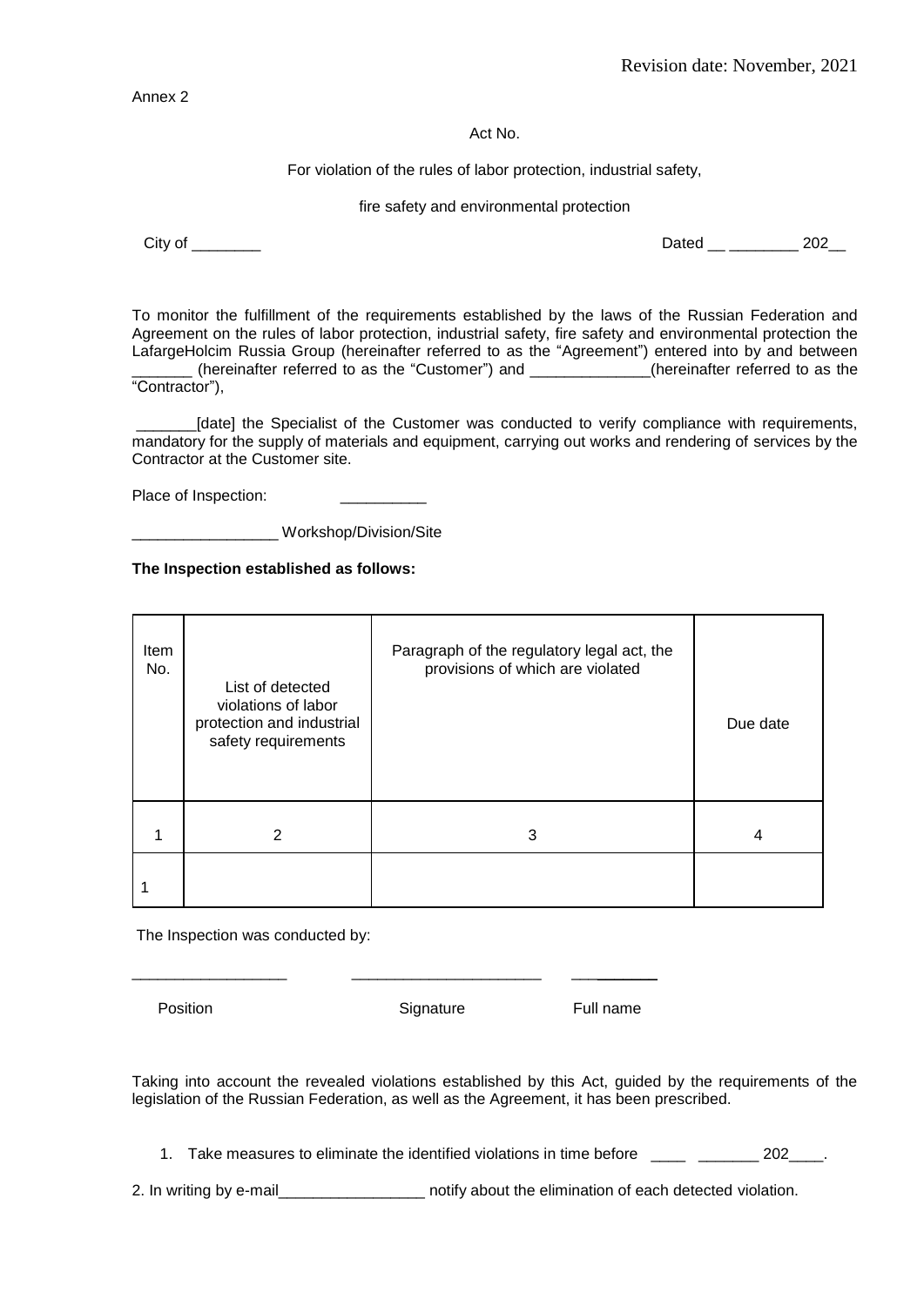Revision date: November, 2021

Annex 2

Act No.

For violation of the rules of labor protection, industrial safety,

fire safety and environmental protection

City of ________ Dated __ ________ 202__

To monitor the fulfillment of the requirements established by the laws of the Russian Federation and Agreement on the rules of labor protection, industrial safety, fire safety and environmental protection the LafargeHolcim Russia Group (hereinafter referred to as the "Agreement") entered into by and between _______ (hereinafter referred to as the "Customer") and ______________(hereinafter referred to as the "Contractor"),

_______[date] the Specialist of the Customer was conducted to verify compliance with requirements, mandatory for the supply of materials and equipment, carrying out works and rendering of services by the Contractor at the Customer site.

Place of Inspection: __________

_________________ Workshop/Division/Site

**The Inspection established as follows:**

| Item No. | List of detected violations of labor protection and industrial safety requirements | Paragraph of the regulatory legal act, the provisions of which are violated | Due date |
|---|---|---|---|
| 1 | 2 | 3 | 4 |
| 1 | | | |

The Inspection was conducted by:

__________________ ______________________ __________

Position Signature Full name

Taking into account the revealed violations established by this Act, guided by the requirements of the legislation of the Russian Federation, as well as the Agreement, it has been prescribed.

1. Take measures to eliminate the identified violations in time before ____ _______ 202____.

2. In writing by e-mail_________________ notify about the elimination of each detected violation.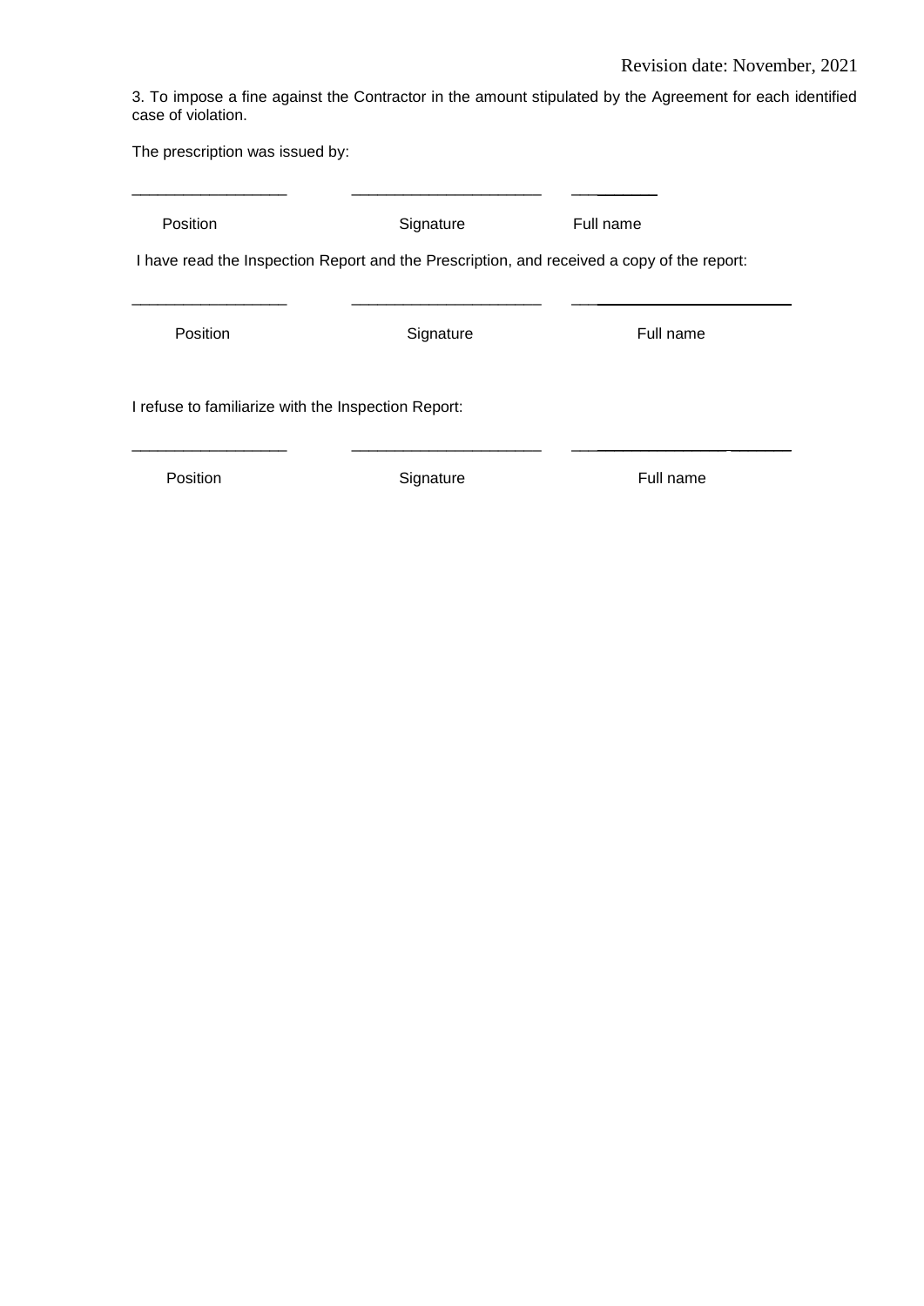Revision date: November, 2021

3. To impose a fine against the Contractor in the amount stipulated by the Agreement for each identified case of violation.

The prescription was issued by:

| ___________________ | _______________________ | __________ |
|---|---|---|
| Position | Signature | Full name |

I have read the Inspection Report and the Prescription, and received a copy of the report:

| ___________________ | _______________________ | __________________________ |
|---|---|---|
| Position | Signature | Full name |

I refuse to familiarize with the Inspection Report:

| ___________________ | _______________________ | __________________________ |
|---|---|---|
| Position | Signature | Full name |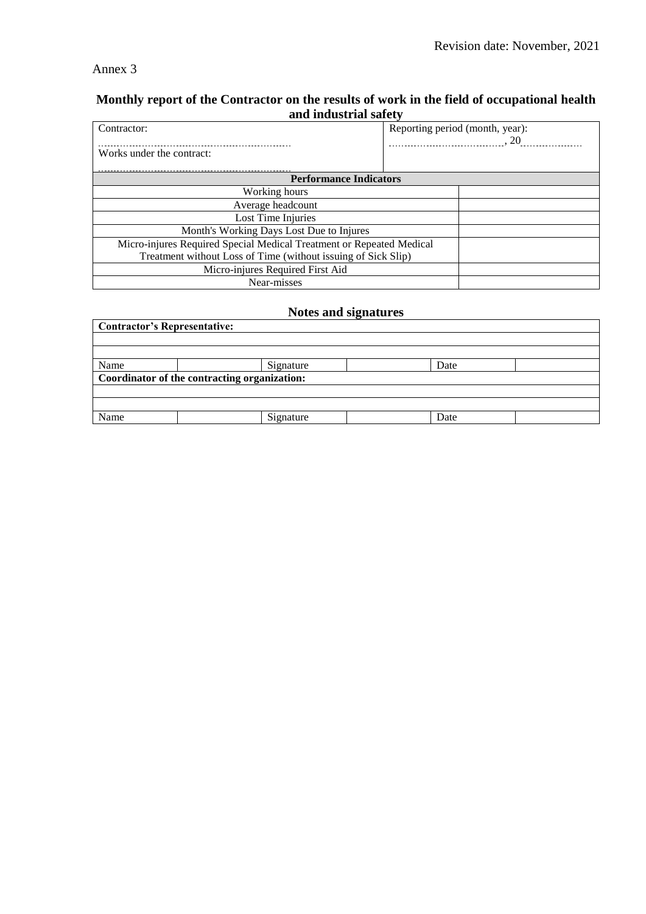Revision date: November, 2021

Annex 3

## Monthly report of the Contractor on the results of work in the field of occupational health and industrial safety

| Contractor: ............................................................ Works under the contract: ............................................................ | Reporting period (month, year): ...................................., 20.................... |
|---|---|
| **Performance Indicators** | |
| Working hours | |
| Average headcount | |
| Lost Time Injuries | |
| Month's Working Days Lost Due to Injures | |
| Micro-injures Required Special Medical Treatment or Repeated Medical Treatment without Loss of Time (without issuing of Sick Slip) | |
| Micro-injures Required First Aid | |
| Near-misses | |

### Notes and signatures

| **Contractor's Representative:** | | | | | |
|---|---|---|---|---|---|
| | | | | | |
| | | | | | |
| Name | | Signature | | Date | |
| **Coordinator of the contracting organization:** | | | | | |
| | | | | | |
| | | | | | |
| Name | | Signature | | Date | |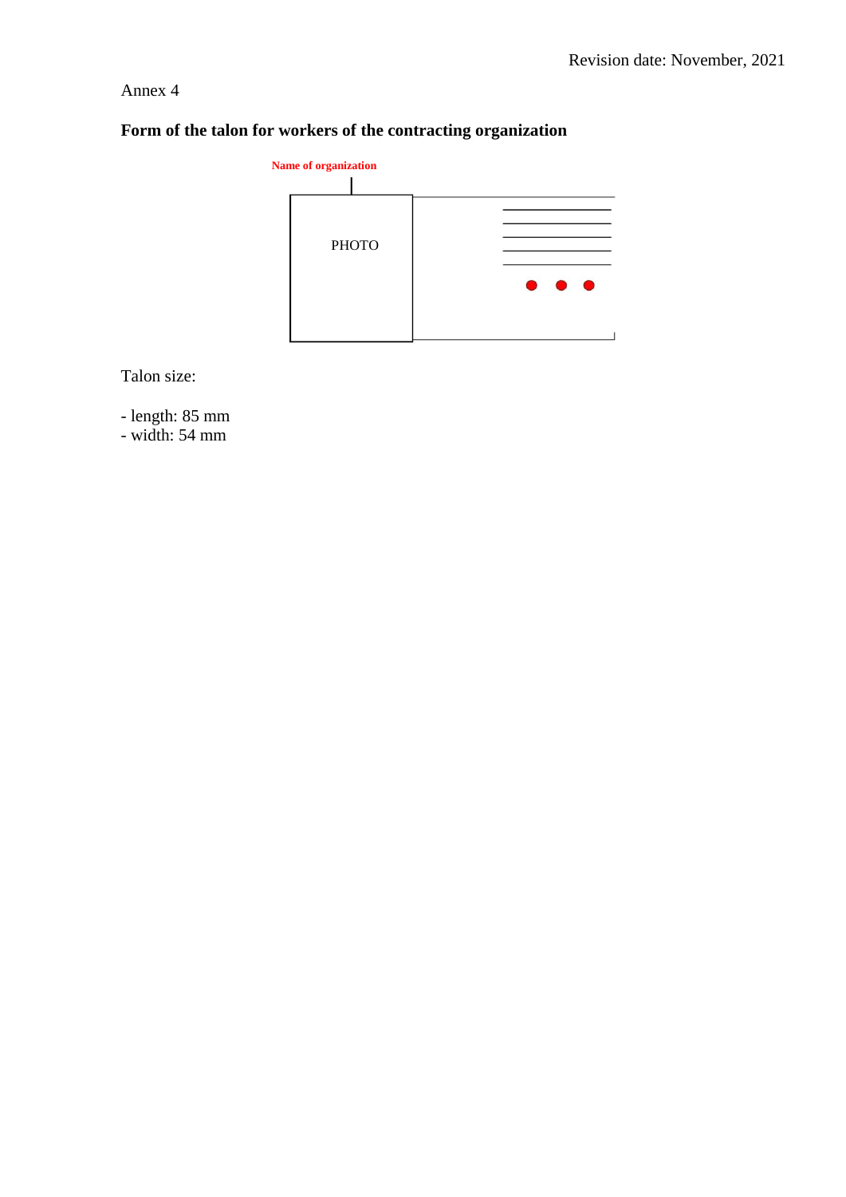Revision date: November, 2021

Annex 4

**Form of the talon for workers of the contracting organization**

Name of organization

PHOTO

Talon size:

- length: 85 mm
- width: 54 mm